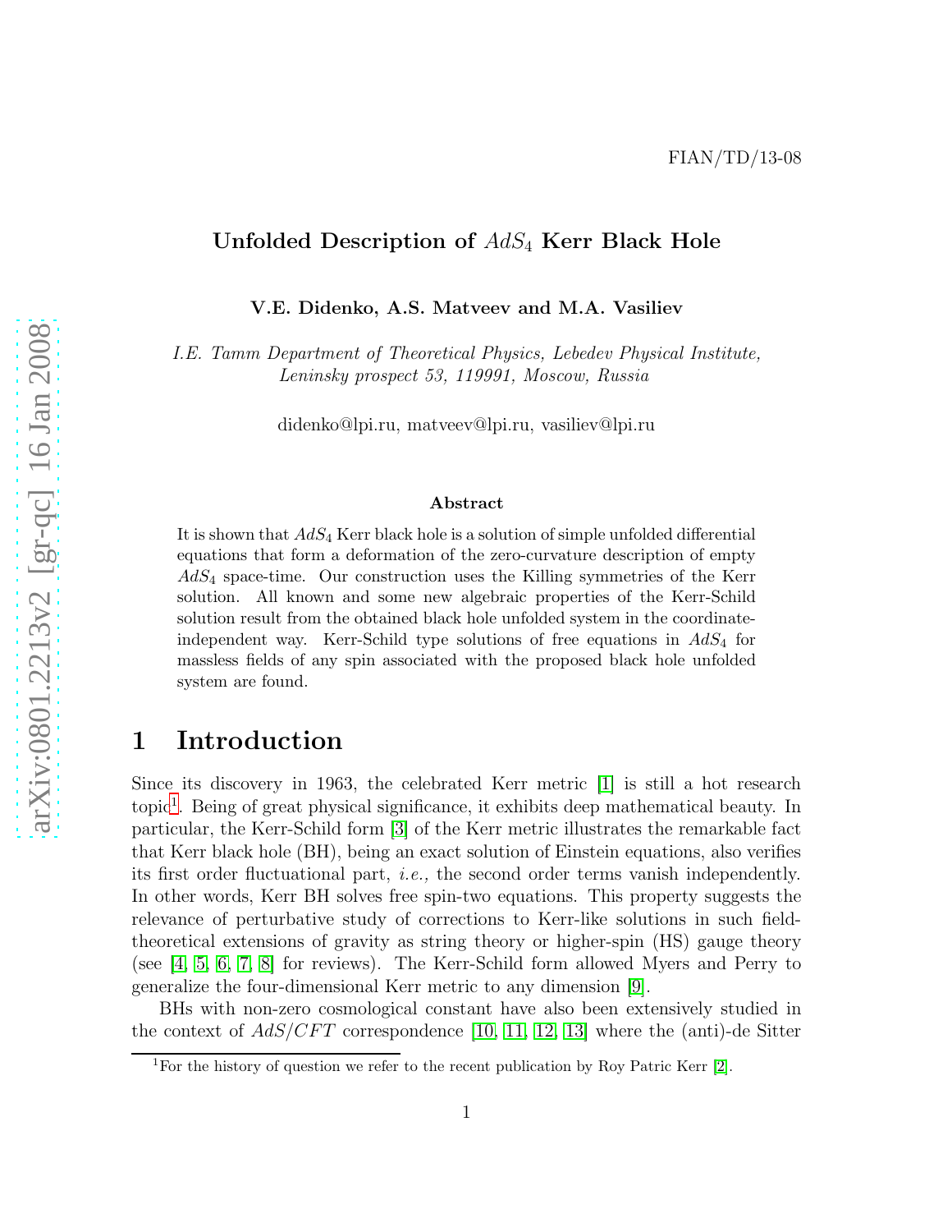FIAN/TD/13-08

# Unfolded Description of $AdS_4$ Kerr Black Hole

**V.E. Didenko, A.S. Matveev and M.A. Vasiliev**

*I.E. Tamm Department of Theoretical Physics, Lebedev Physical Institute, Leninsky prospect 53, 119991, Moscow, Russia*

didenko@lpi.ru, matveev@lpi.ru, vasiliev@lpi.ru

**Abstract**

It is shown that $AdS_4$ Kerr black hole is a solution of simple unfolded differential equations that form a deformation of the zero-curvature description of empty $AdS_4$ space-time. Our construction uses the Killing symmetries of the Kerr solution. All known and some new algebraic properties of the Kerr-Schild solution result from the obtained black hole unfolded system in the coordinate-independent way. Kerr-Schild type solutions of free equations in $AdS_4$ for massless fields of any spin associated with the proposed black hole unfolded system are found.

## 1 Introduction

Since its discovery in 1963, the celebrated Kerr metric [1] is still a hot research topic[1]. Being of great physical significance, it exhibits deep mathematical beauty. In particular, the Kerr-Schild form [3] of the Kerr metric illustrates the remarkable fact that Kerr black hole (BH), being an exact solution of Einstein equations, also verifies its first order fluctuational part, *i.e.,* the second order terms vanish independently. In other words, Kerr BH solves free spin-two equations. This property suggests the relevance of perturbative study of corrections to Kerr-like solutions in such field-theoretical extensions of gravity as string theory or higher-spin (HS) gauge theory (see [4, 5, 6, 7, 8] for reviews). The Kerr-Schild form allowed Myers and Perry to generalize the four-dimensional Kerr metric to any dimension [9].

BHs with non-zero cosmological constant have also been extensively studied in the context of $AdS/CFT$ correspondence [10, 11, 12, 13] where the (anti)-de Sitter

[1] For the history of question we refer to the recent publication by Roy Patric Kerr [2].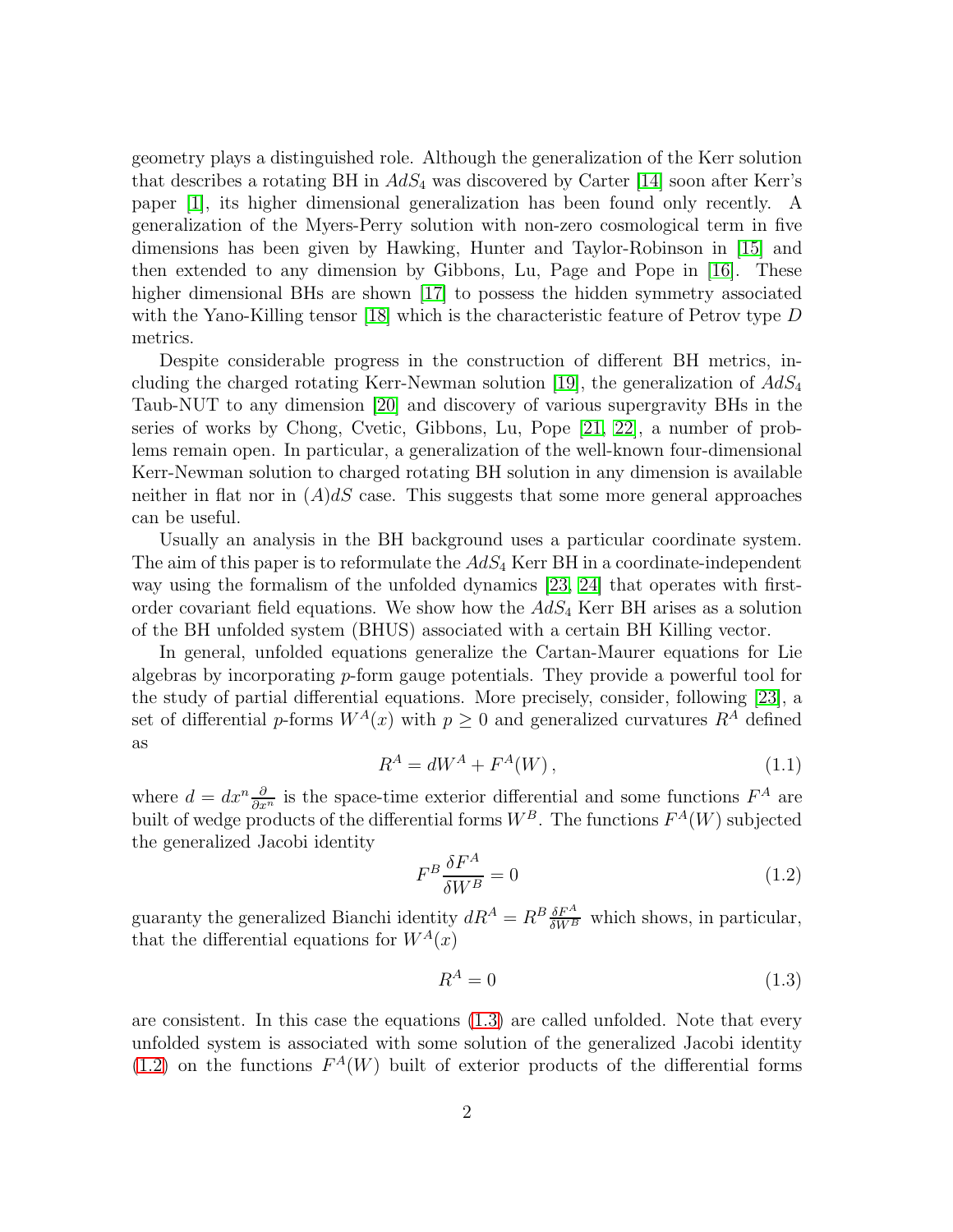geometry plays a distinguished role. Although the generalization of the Kerr solution that describes a rotating BH in $AdS_4$ was discovered by Carter [14] soon after Kerr's paper [1], its higher dimensional generalization has been found only recently. A generalization of the Myers-Perry solution with non-zero cosmological term in five dimensions has been given by Hawking, Hunter and Taylor-Robinson in [15] and then extended to any dimension by Gibbons, Lu, Page and Pope in [16]. These higher dimensional BHs are shown [17] to possess the hidden symmetry associated with the Yano-Killing tensor [18] which is the characteristic feature of Petrov type $D$ metrics.

Despite considerable progress in the construction of different BH metrics, including the charged rotating Kerr-Newman solution [19], the generalization of $AdS_4$ Taub-NUT to any dimension [20] and discovery of various supergravity BHs in the series of works by Chong, Cvetic, Gibbons, Lu, Pope [21, 22], a number of problems remain open. In particular, a generalization of the well-known four-dimensional Kerr-Newman solution to charged rotating BH solution in any dimension is available neither in flat nor in $(A)dS$ case. This suggests that some more general approaches can be useful.

Usually an analysis in the BH background uses a particular coordinate system. The aim of this paper is to reformulate the $AdS_4$ Kerr BH in a coordinate-independent way using the formalism of the unfolded dynamics [23, 24] that operates with first-order covariant field equations. We show how the $AdS_4$ Kerr BH arises as a solution of the BH unfolded system (BHUS) associated with a certain BH Killing vector.

In general, unfolded equations generalize the Cartan-Maurer equations for Lie algebras by incorporating $p$-form gauge potentials. They provide a powerful tool for the study of partial differential equations. More precisely, consider, following [23], a set of differential $p$-forms $W^A(x)$ with $p \geq 0$ and generalized curvatures $R^A$ defined as

$$R^A = dW^A + F^A(W)\,, \tag{1.1}$$

where $d = dx^n \frac{\partial}{\partial x^n}$ is the space-time exterior differential and some functions $F^A$ are built of wedge products of the differential forms $W^B$. The functions $F^A(W)$ subjected the generalized Jacobi identity

$$F^B \frac{\delta F^A}{\delta W^B} = 0 \tag{1.2}$$

guaranty the generalized Bianchi identity $dR^A = R^B \frac{\delta F^A}{\delta W^B}$ which shows, in particular, that the differential equations for $W^A(x)$

$$R^A = 0 \tag{1.3}$$

are consistent. In this case the equations (1.3) are called unfolded. Note that every unfolded system is associated with some solution of the generalized Jacobi identity (1.2) on the functions $F^A(W)$ built of exterior products of the differential forms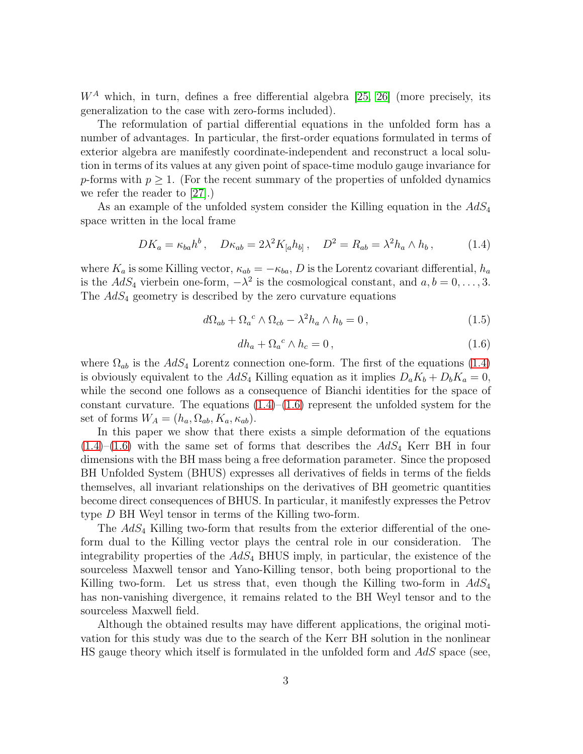$W^A$ which, in turn, defines a free differential algebra [25, 26] (more precisely, its generalization to the case with zero-forms included).

The reformulation of partial differential equations in the unfolded form has a number of advantages. In particular, the first-order equations formulated in terms of exterior algebra are manifestly coordinate-independent and reconstruct a local solution in terms of its values at any given point of space-time modulo gauge invariance for $p$-forms with $p \geq 1$. (For the recent summary of the properties of unfolded dynamics we refer the reader to [27].)

As an example of the unfolded system consider the Killing equation in the $AdS_4$ space written in the local frame

$$DK_a = \kappa_{ba} h^b \,, \quad D\kappa_{ab} = 2\lambda^2 K_{[a} h_{b]} \,, \quad D^2 = R_{ab} = \lambda^2 h_a \wedge h_b \,, \tag{1.4}$$

where $K_a$ is some Killing vector, $\kappa_{ab} = -\kappa_{ba}$, $D$ is the Lorentz covariant differential, $h_a$ is the $AdS_4$ vierbein one-form, $-\lambda^2$ is the cosmological constant, and $a, b = 0, \ldots, 3$. The $AdS_4$ geometry is described by the zero curvature equations

$$d\Omega_{ab} + \Omega_a{}^c \wedge \Omega_{cb} - \lambda^2 h_a \wedge h_b = 0 \,, \tag{1.5}$$

$$dh_a + \Omega_a{}^c \wedge h_c = 0 \,, \tag{1.6}$$

where $\Omega_{ab}$ is the $AdS_4$ Lorentz connection one-form. The first of the equations (1.4) is obviously equivalent to the $AdS_4$ Killing equation as it implies $D_a K_b + D_b K_a = 0$, while the second one follows as a consequence of Bianchi identities for the space of constant curvature. The equations (1.4)–(1.6) represent the unfolded system for the set of forms $W_A = (h_a, \Omega_{ab}, K_a, \kappa_{ab})$.

In this paper we show that there exists a simple deformation of the equations (1.4)–(1.6) with the same set of forms that describes the $AdS_4$ Kerr BH in four dimensions with the BH mass being a free deformation parameter. Since the proposed BH Unfolded System (BHUS) expresses all derivatives of fields in terms of the fields themselves, all invariant relationships on the derivatives of BH geometric quantities become direct consequences of BHUS. In particular, it manifestly expresses the Petrov type $D$ BH Weyl tensor in terms of the Killing two-form.

The $AdS_4$ Killing two-form that results from the exterior differential of the one-form dual to the Killing vector plays the central role in our consideration. The integrability properties of the $AdS_4$ BHUS imply, in particular, the existence of the sourceless Maxwell tensor and Yano-Killing tensor, both being proportional to the Killing two-form. Let us stress that, even though the Killing two-form in $AdS_4$ has non-vanishing divergence, it remains related to the BH Weyl tensor and to the sourceless Maxwell field.

Although the obtained results may have different applications, the original motivation for this study was due to the search of the Kerr BH solution in the nonlinear HS gauge theory which itself is formulated in the unfolded form and $AdS$ space (see,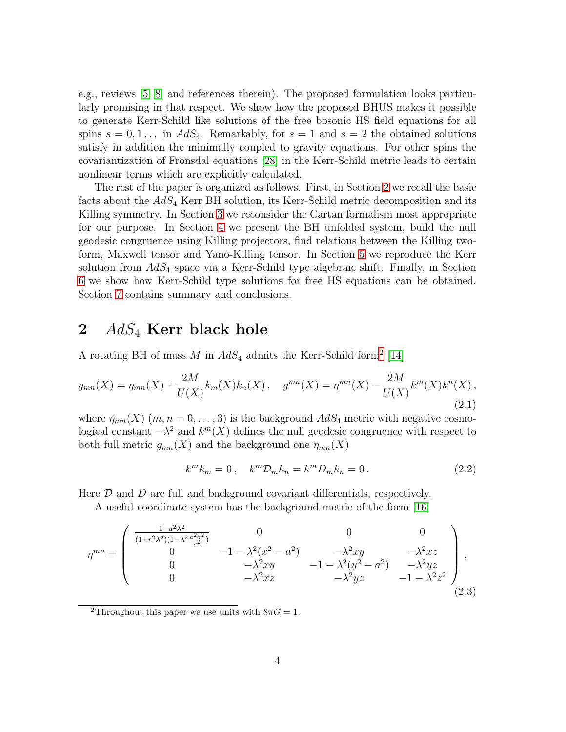e.g., reviews [5, 8] and references therein). The proposed formulation looks particularly promising in that respect. We show how the proposed BHUS makes it possible to generate Kerr-Schild like solutions of the free bosonic HS field equations for all spins $s = 0, 1 \ldots$ in $AdS_4$. Remarkably, for $s = 1$ and $s = 2$ the obtained solutions satisfy in addition the minimally coupled to gravity equations. For other spins the covariantization of Fronsdal equations [28] in the Kerr-Schild metric leads to certain nonlinear terms which are explicitly calculated.

The rest of the paper is organized as follows. First, in Section 2 we recall the basic facts about the $AdS_4$ Kerr BH solution, its Kerr-Schild metric decomposition and its Killing symmetry. In Section 3 we reconsider the Cartan formalism most appropriate for our purpose. In Section 4 we present the BH unfolded system, build the null geodesic congruence using Killing projectors, find relations between the Killing two-form, Maxwell tensor and Yano-Killing tensor. In Section 5 we reproduce the Kerr solution from $AdS_4$ space via a Kerr-Schild type algebraic shift. Finally, in Section 6 we show how Kerr-Schild type solutions for free HS equations can be obtained. Section 7 contains summary and conclusions.

## 2 $AdS_4$ Kerr black hole

A rotating BH of mass $M$ in $AdS_4$ admits the Kerr-Schild form[2] [14]

$$g_{mn}(X) = \eta_{mn}(X) + \frac{2M}{U(X)} k_m(X) k_n(X)\,, \quad g^{mn}(X) = \eta^{mn}(X) - \frac{2M}{U(X)} k^m(X) k^n(X)\,, \tag{2.1}$$

where $\eta_{mn}(X)$ $(m, n = 0, \ldots, 3)$ is the background $AdS_4$ metric with negative cosmological constant $-\lambda^2$ and $k^m(X)$ defines the null geodesic congruence with respect to both full metric $g_{mn}(X)$ and the background one $\eta_{mn}(X)$

$$k^m k_m = 0\,, \quad k^m \mathcal{D}_m k_n = k^m D_m k_n = 0\,. \tag{2.2}$$

Here $\mathcal{D}$ and $D$ are full and background covariant differentials, respectively.

A useful coordinate system has the background metric of the form [16]

$$\eta^{mn} = \begin{pmatrix} \frac{1-a^2\lambda^2}{(1+r^2\lambda^2)(1-\lambda^2 \frac{a^2 z^2}{r^2})} & 0 & 0 & 0 \\ 0 & -1-\lambda^2(x^2-a^2) & -\lambda^2 xy & -\lambda^2 xz \\ 0 & -\lambda^2 xy & -1-\lambda^2(y^2-a^2) & -\lambda^2 yz \\ 0 & -\lambda^2 xz & -\lambda^2 yz & -1-\lambda^2 z^2 \end{pmatrix}, \tag{2.3}$$

[2] Throughout this paper we use units with $8\pi G = 1$.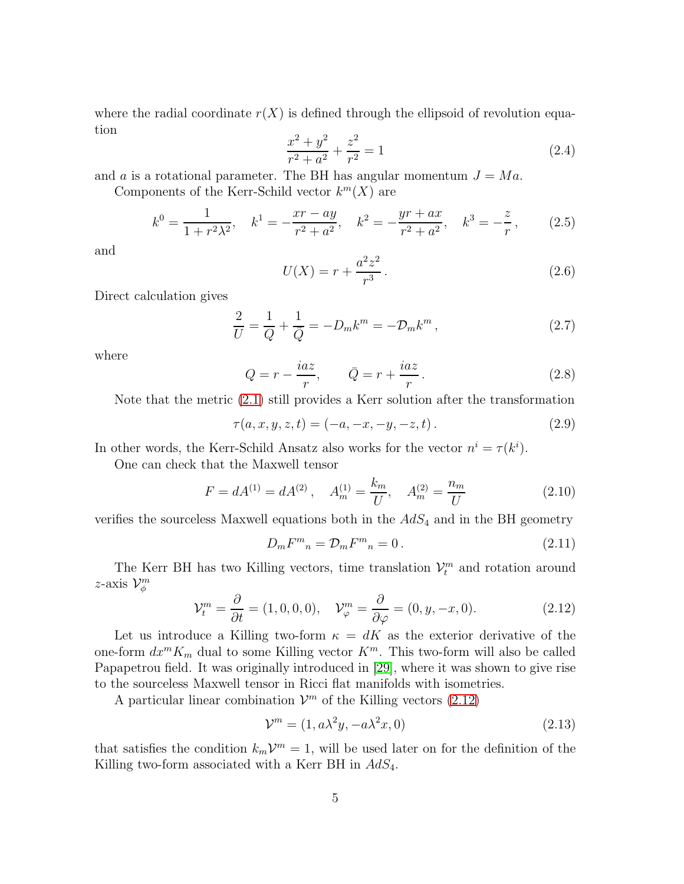where the radial coordinate $r(X)$ is defined through the ellipsoid of revolution equation

$$\frac{x^2+y^2}{r^2+a^2}+\frac{z^2}{r^2}=1 \tag{2.4}$$

and $a$ is a rotational parameter. The BH has angular momentum $J = Ma$.

Components of the Kerr-Schild vector $k^m(X)$ are

$$k^0=\frac{1}{1+r^2\lambda^2},\quad k^1=-\frac{xr-ay}{r^2+a^2},\quad k^2=-\frac{yr+ax}{r^2+a^2},\quad k^3=-\frac{z}{r}\,, \tag{2.5}$$

and

$$U(X)=r+\frac{a^2z^2}{r^3}\,. \tag{2.6}$$

Direct calculation gives

$$\frac{2}{U}=\frac{1}{Q}+\frac{1}{\bar{Q}}=-D_mk^m=-\mathcal{D}_mk^m\,, \tag{2.7}$$

where

$$Q=r-\frac{iaz}{r},\qquad \bar{Q}=r+\frac{iaz}{r}\,. \tag{2.8}$$

Note that the metric (2.1) still provides a Kerr solution after the transformation

$$\tau(a,x,y,z,t)=(-a,-x,-y,-z,t)\,. \tag{2.9}$$

In other words, the Kerr-Schild Ansatz also works for the vector $n^i=\tau(k^i)$.

One can check that the Maxwell tensor

$$F=dA^{(1)}=dA^{(2)}\,,\quad A^{(1)}_m=\frac{k_m}{U},\quad A^{(2)}_m=\frac{n_m}{U} \tag{2.10}$$

verifies the sourceless Maxwell equations both in the $AdS_4$ and in the BH geometry

$$D_mF^m{}_n=\mathcal{D}_mF^m{}_n=0\,. \tag{2.11}$$

The Kerr BH has two Killing vectors, time translation $\mathcal{V}^m_t$ and rotation around $z$-axis $\mathcal{V}^m_\phi$

$$\mathcal{V}^m_t=\frac{\partial}{\partial t}=(1,0,0,0),\quad \mathcal{V}^m_\varphi=\frac{\partial}{\partial\varphi}=(0,y,-x,0). \tag{2.12}$$

Let us introduce a Killing two-form $\kappa = dK$ as the exterior derivative of the one-form $dx^mK_m$ dual to some Killing vector $K^m$. This two-form will also be called Papapetrou field. It was originally introduced in [29], where it was shown to give rise to the sourceless Maxwell tensor in Ricci flat manifolds with isometries.

A particular linear combination $\mathcal{V}^m$ of the Killing vectors (2.12)

$$\mathcal{V}^m=(1,a\lambda^2y,-a\lambda^2x,0) \tag{2.13}$$

that satisfies the condition $k_m\mathcal{V}^m=1$, will be used later on for the definition of the Killing two-form associated with a Kerr BH in $AdS_4$.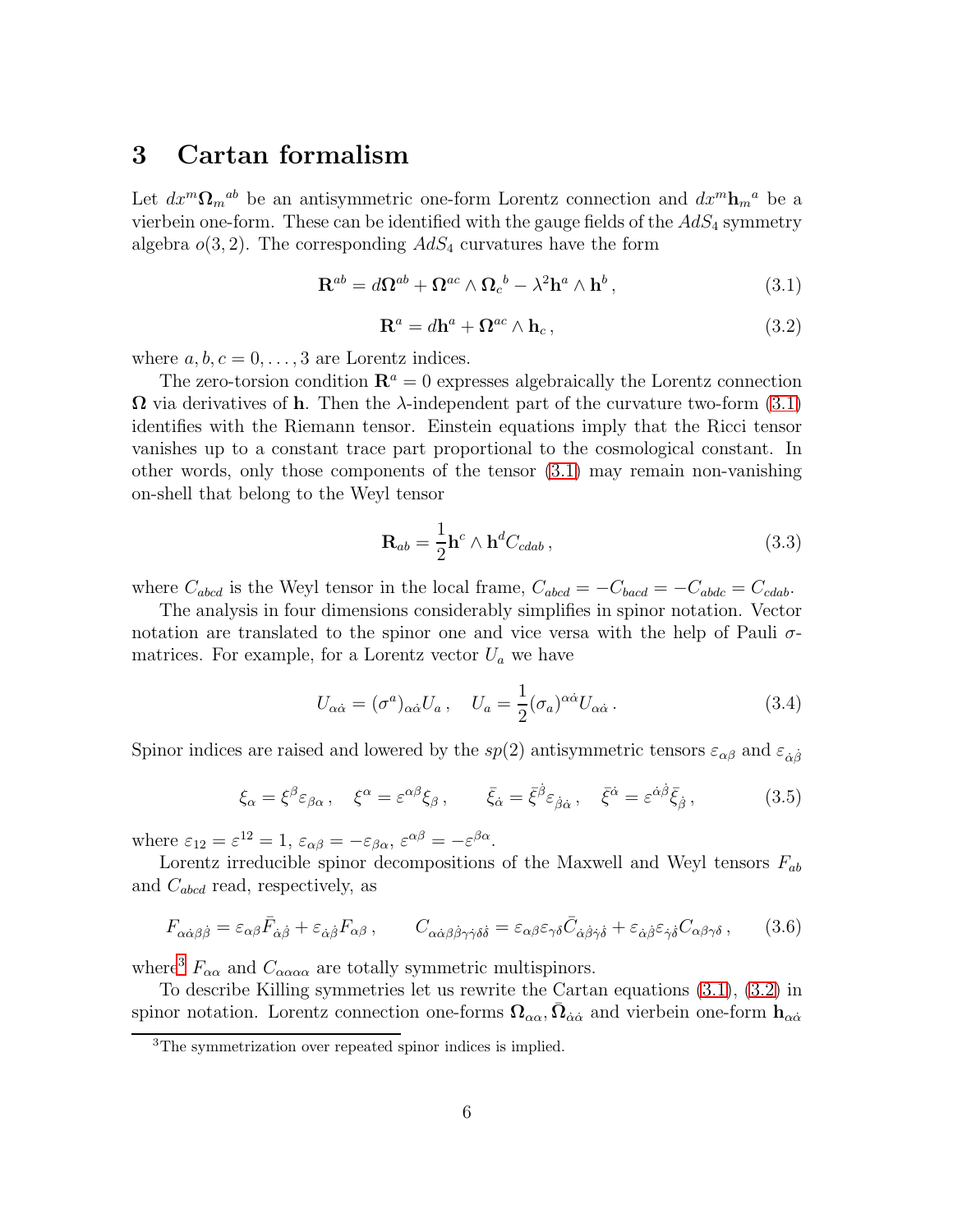# 3 Cartan formalism

Let $dx^m \mathbf{\Omega}_m{}^{ab}$ be an antisymmetric one-form Lorentz connection and $dx^m \mathbf{h}_m{}^a$ be a vierbein one-form. These can be identified with the gauge fields of the $AdS_4$ symmetry algebra $o(3,2)$. The corresponding $AdS_4$ curvatures have the form

$$\mathbf{R}^{ab} = d\mathbf{\Omega}^{ab} + \mathbf{\Omega}^{ac} \wedge \mathbf{\Omega}_c{}^b - \lambda^2 \mathbf{h}^a \wedge \mathbf{h}^b \,, \tag{3.1}$$

$$\mathbf{R}^a = d\mathbf{h}^a + \mathbf{\Omega}^{ac} \wedge \mathbf{h}_c \,, \tag{3.2}$$

where $a, b, c = 0, \ldots, 3$ are Lorentz indices.

The zero-torsion condition $\mathbf{R}^a = 0$ expresses algebraically the Lorentz connection $\mathbf{\Omega}$ via derivatives of $\mathbf{h}$. Then the $\lambda$-independent part of the curvature two-form (3.1) identifies with the Riemann tensor. Einstein equations imply that the Ricci tensor vanishes up to a constant trace part proportional to the cosmological constant. In other words, only those components of the tensor (3.1) may remain non-vanishing on-shell that belong to the Weyl tensor

$$\mathbf{R}_{ab} = \frac{1}{2} \mathbf{h}^c \wedge \mathbf{h}^d C_{cdab} \,, \tag{3.3}$$

where $C_{abcd}$ is the Weyl tensor in the local frame, $C_{abcd} = -C_{bacd} = -C_{abdc} = C_{cdab}$.

The analysis in four dimensions considerably simplifies in spinor notation. Vector notation are translated to the spinor one and vice versa with the help of Pauli $\sigma$-matrices. For example, for a Lorentz vector $U_a$ we have

$$U_{\alpha\dot{\alpha}} = (\sigma^a)_{\alpha\dot{\alpha}} U_a \,, \quad U_a = \frac{1}{2} (\sigma_a)^{\alpha\dot{\alpha}} U_{\alpha\dot{\alpha}} \,. \tag{3.4}$$

Spinor indices are raised and lowered by the $sp(2)$ antisymmetric tensors $\varepsilon_{\alpha\beta}$ and $\varepsilon_{\dot{\alpha}\dot{\beta}}$

$$\xi_\alpha = \xi^\beta \varepsilon_{\beta\alpha} \,, \quad \xi^\alpha = \varepsilon^{\alpha\beta} \xi_\beta \,, \qquad \bar{\xi}_{\dot{\alpha}} = \bar{\xi}^{\dot{\beta}} \varepsilon_{\dot{\beta}\dot{\alpha}} \,, \quad \bar{\xi}^{\dot{\alpha}} = \varepsilon^{\dot{\alpha}\dot{\beta}} \bar{\xi}_{\dot{\beta}} \,, \tag{3.5}$$

where $\varepsilon_{12} = \varepsilon^{12} = 1$, $\varepsilon_{\alpha\beta} = -\varepsilon_{\beta\alpha}$, $\varepsilon^{\alpha\beta} = -\varepsilon^{\beta\alpha}$.

Lorentz irreducible spinor decompositions of the Maxwell and Weyl tensors $F_{ab}$ and $C_{abcd}$ read, respectively, as

$$F_{\alpha\dot{\alpha}\beta\dot{\beta}} = \varepsilon_{\alpha\beta} \bar{F}_{\dot{\alpha}\dot{\beta}} + \varepsilon_{\dot{\alpha}\dot{\beta}} F_{\alpha\beta} \,, \qquad C_{\alpha\dot{\alpha}\beta\dot{\beta}\gamma\dot{\gamma}\delta\dot{\delta}} = \varepsilon_{\alpha\beta}\varepsilon_{\gamma\delta} \bar{C}_{\dot{\alpha}\dot{\beta}\dot{\gamma}\dot{\delta}} + \varepsilon_{\dot{\alpha}\dot{\beta}}\varepsilon_{\dot{\gamma}\dot{\delta}} C_{\alpha\beta\gamma\delta} \,, \tag{3.6}$$

where[3] $F_{\alpha\alpha}$ and $C_{\alpha\alpha\alpha\alpha}$ are totally symmetric multispinors.

To describe Killing symmetries let us rewrite the Cartan equations (3.1), (3.2) in spinor notation. Lorentz connection one-forms $\mathbf{\Omega}_{\alpha\alpha}, \bar{\mathbf{\Omega}}_{\dot{\alpha}\dot{\alpha}}$ and vierbein one-form $\mathbf{h}_{\alpha\dot{\alpha}}$

[3] The symmetrization over repeated spinor indices is implied.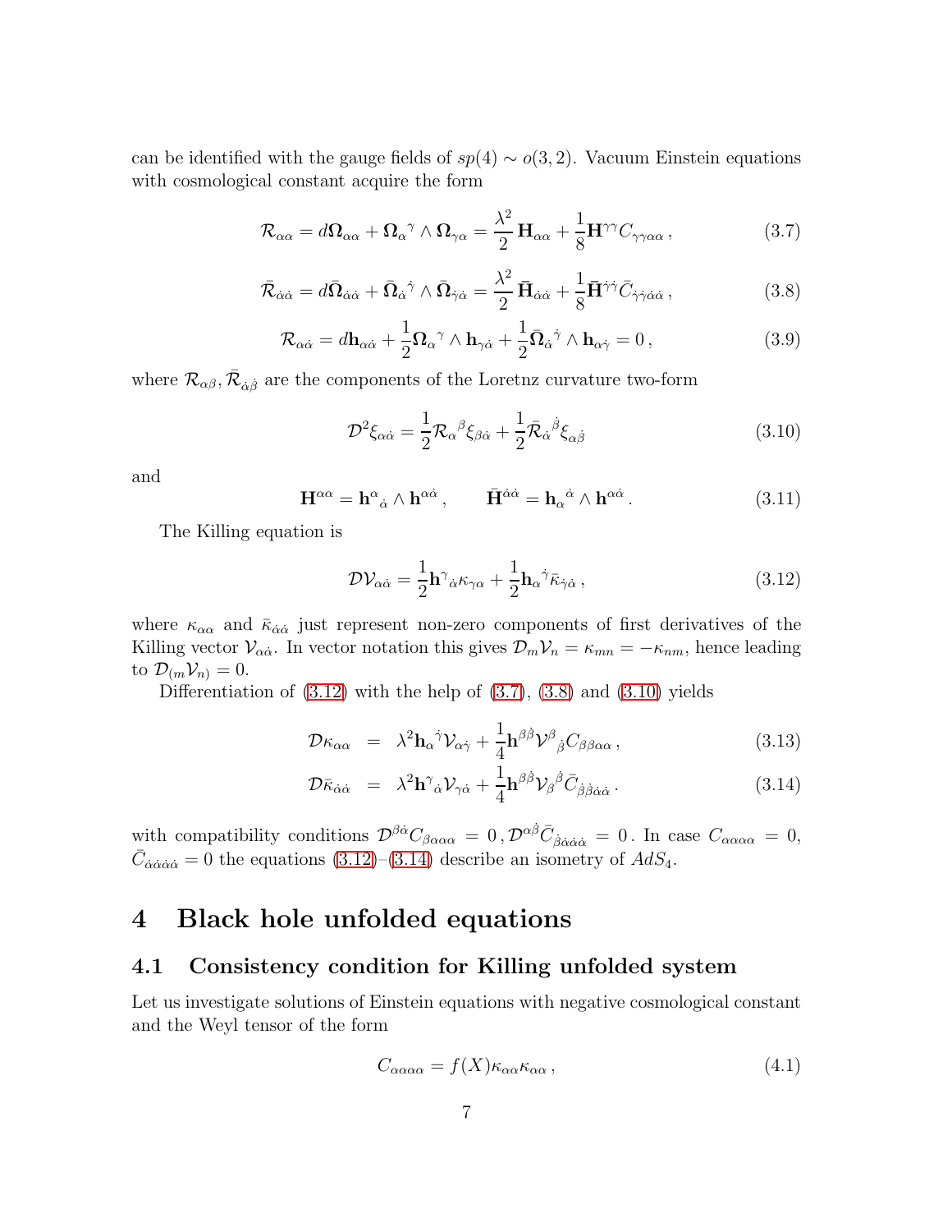can be identified with the gauge fields of $sp(4) \sim o(3,2)$. Vacuum Einstein equations with cosmological constant acquire the form

$$\mathcal{R}_{\alpha\alpha} = d\mathbf{\Omega}_{\alpha\alpha} + \mathbf{\Omega}_\alpha{}^\gamma \wedge \mathbf{\Omega}_{\gamma\alpha} = \frac{\lambda^2}{2}\,\mathbf{H}_{\alpha\alpha} + \frac{1}{8}\mathbf{H}^{\gamma\gamma}C_{\gamma\gamma\alpha\alpha}\,, \tag{3.7}$$

$$\bar{\mathcal{R}}_{\dot\alpha\dot\alpha} = d\bar{\mathbf{\Omega}}_{\dot\alpha\dot\alpha} + \bar{\mathbf{\Omega}}_{\dot\alpha}{}^{\dot\gamma} \wedge \bar{\mathbf{\Omega}}_{\dot\gamma\dot\alpha} = \frac{\lambda^2}{2}\,\bar{\mathbf{H}}_{\dot\alpha\dot\alpha} + \frac{1}{8}\bar{\mathbf{H}}^{\dot\gamma\dot\gamma}\bar{C}_{\dot\gamma\dot\gamma\dot\alpha\dot\alpha}\,, \tag{3.8}$$

$$\mathcal{R}_{\alpha\dot\alpha} = d\mathbf{h}_{\alpha\dot\alpha} + \frac{1}{2}\mathbf{\Omega}_\alpha{}^\gamma \wedge \mathbf{h}_{\gamma\dot\alpha} + \frac{1}{2}\bar{\mathbf{\Omega}}_{\dot\alpha}{}^{\dot\gamma} \wedge \mathbf{h}_{\alpha\dot\gamma} = 0\,, \tag{3.9}$$

where $\mathcal{R}_{\alpha\beta}, \bar{\mathcal{R}}_{\dot\alpha\dot\beta}$ are the components of the Loretnz curvature two-form

$$\mathcal{D}^2\xi_{\alpha\dot\alpha} = \frac{1}{2}\mathcal{R}_\alpha{}^\beta\xi_{\beta\dot\alpha} + \frac{1}{2}\bar{\mathcal{R}}_{\dot\alpha}{}^{\dot\beta}\xi_{\alpha\dot\beta} \tag{3.10}$$

and

$$\mathbf{H}^{\alpha\alpha} = \mathbf{h}^\alpha{}_{\dot\alpha} \wedge \mathbf{h}^{\alpha\dot\alpha}\,, \qquad \bar{\mathbf{H}}^{\dot\alpha\dot\alpha} = \mathbf{h}_\alpha{}^{\dot\alpha} \wedge \mathbf{h}^{\alpha\dot\alpha}\,. \tag{3.11}$$

The Killing equation is

$$\mathcal{D}\mathcal{V}_{\alpha\dot\alpha} = \frac{1}{2}\mathbf{h}^\gamma{}_{\dot\alpha}\kappa_{\gamma\alpha} + \frac{1}{2}\mathbf{h}_\alpha{}^{\dot\gamma}\bar\kappa_{\dot\gamma\dot\alpha}\,, \tag{3.12}$$

where $\kappa_{\alpha\alpha}$ and $\bar\kappa_{\dot\alpha\dot\alpha}$ just represent non-zero components of first derivatives of the Killing vector $\mathcal{V}_{\alpha\dot\alpha}$. In vector notation this gives $\mathcal{D}_m\mathcal{V}_n = \kappa_{mn} = -\kappa_{nm}$, hence leading to $\mathcal{D}_{(m}\mathcal{V}_{n)} = 0$.

Differentiation of (3.12) with the help of (3.7), (3.8) and (3.10) yields

$$\mathcal{D}\kappa_{\alpha\alpha} = \lambda^2\mathbf{h}_\alpha{}^{\dot\gamma}\mathcal{V}_{\alpha\dot\gamma} + \frac{1}{4}\mathbf{h}^{\beta\dot\beta}\mathcal{V}^\beta{}_{\dot\beta}C_{\beta\beta\alpha\alpha}\,, \tag{3.13}$$

$$\mathcal{D}\bar\kappa_{\dot\alpha\dot\alpha} = \lambda^2\mathbf{h}^\gamma{}_{\dot\alpha}\mathcal{V}_{\gamma\dot\alpha} + \frac{1}{4}\mathbf{h}^{\beta\dot\beta}\mathcal{V}_\beta{}^{\dot\beta}\bar{C}_{\dot\beta\dot\beta\dot\alpha\dot\alpha}\,. \tag{3.14}$$

with compatibility conditions $\mathcal{D}^{\beta\dot\alpha}C_{\beta\alpha\alpha\alpha} = 0\,, \mathcal{D}^{\alpha\dot\beta}\bar{C}_{\dot\beta\dot\alpha\dot\alpha\dot\alpha} = 0\,$. In case $C_{\alpha\alpha\alpha\alpha} = 0$, $\bar{C}_{\dot\alpha\dot\alpha\dot\alpha\dot\alpha} = 0$ the equations (3.12)–(3.14) describe an isometry of $AdS_4$.

# 4 Black hole unfolded equations

## 4.1 Consistency condition for Killing unfolded system

Let us investigate solutions of Einstein equations with negative cosmological constant and the Weyl tensor of the form

$$C_{\alpha\alpha\alpha\alpha} = f(X)\kappa_{\alpha\alpha}\kappa_{\alpha\alpha}\,, \tag{4.1}$$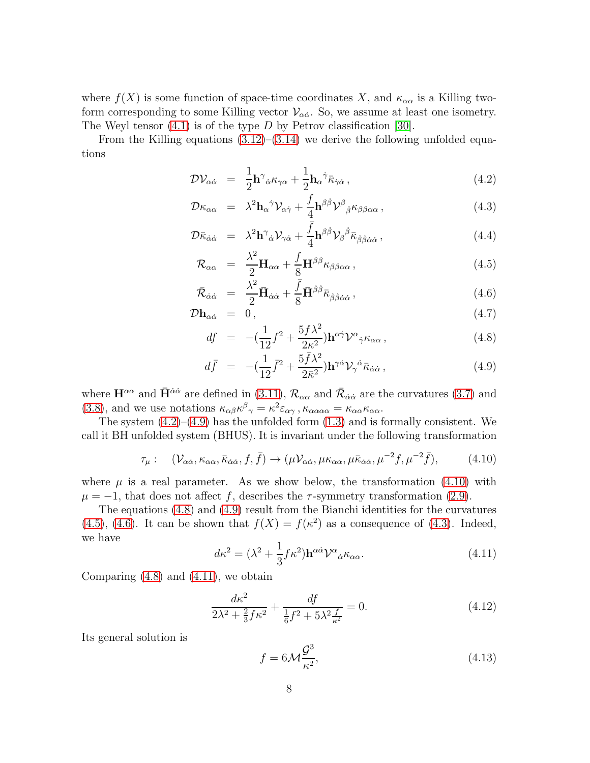where $f(X)$ is some function of space-time coordinates $X$, and $\kappa_{\alpha\alpha}$ is a Killing two-form corresponding to some Killing vector $\mathcal{V}_{\alpha\dot\alpha}$. So, we assume at least one isometry. The Weyl tensor (4.1) is of the type $D$ by Petrov classification [30].

From the Killing equations (3.12)–(3.14) we derive the following unfolded equations

$$
\begin{aligned}
\mathcal{D}\mathcal{V}_{\alpha\dot\alpha} &= \frac{1}{2}\mathbf{h}^{\gamma}{}_{\dot\alpha}\kappa_{\gamma\alpha} + \frac{1}{2}\mathbf{h}_{\alpha}{}^{\dot\gamma}\bar\kappa_{\dot\gamma\dot\alpha}\,, && (4.2)\\
\mathcal{D}\kappa_{\alpha\alpha} &= \lambda^2\mathbf{h}_{\alpha}{}^{\dot\gamma}\mathcal{V}_{\alpha\dot\gamma} + \frac{f}{4}\mathbf{h}^{\beta\dot\beta}\mathcal{V}^{\beta}{}_{\dot\beta}\kappa_{\beta\beta\alpha\alpha}\,, && (4.3)\\
\mathcal{D}\bar\kappa_{\dot\alpha\dot\alpha} &= \lambda^2\mathbf{h}^{\gamma}{}_{\dot\alpha}\mathcal{V}_{\gamma\dot\alpha} + \frac{\bar f}{4}\mathbf{h}^{\beta\dot\beta}\mathcal{V}_{\beta}{}^{\dot\beta}\bar\kappa_{\dot\beta\dot\beta\dot\alpha\dot\alpha}\,, && (4.4)\\
\mathcal{R}_{\alpha\alpha} &= \frac{\lambda^2}{2}\mathbf{H}_{\alpha\alpha} + \frac{f}{8}\mathbf{H}^{\beta\beta}\kappa_{\beta\beta\alpha\alpha}\,, && (4.5)\\
\bar{\mathcal{R}}_{\dot\alpha\dot\alpha} &= \frac{\lambda^2}{2}\bar{\mathbf{H}}_{\dot\alpha\dot\alpha} + \frac{\bar f}{8}\bar{\mathbf{H}}^{\dot\beta\dot\beta}\bar\kappa_{\dot\beta\dot\beta\dot\alpha\dot\alpha}\,, && (4.6)\\
\mathcal{D}\mathbf{h}_{\alpha\dot\alpha} &= 0\,, && (4.7)\\
df &= -(\frac{1}{12}f^2 + \frac{5f\lambda^2}{2\kappa^2})\mathbf{h}^{\alpha\dot\gamma}\mathcal{V}^{\alpha}{}_{\dot\gamma}\kappa_{\alpha\alpha}\,, && (4.8)\\
d\bar f &= -(\frac{1}{12}\bar f^2 + \frac{5\bar f\lambda^2}{2\bar\kappa^2})\mathbf{h}^{\gamma\dot\alpha}\mathcal{V}_{\gamma}{}^{\dot\alpha}\bar\kappa_{\dot\alpha\dot\alpha}\,, && (4.9)
\end{aligned}
$$

where $\mathbf{H}^{\alpha\alpha}$ and $\bar{\mathbf{H}}^{\dot\alpha\dot\alpha}$ are defined in (3.11), $\mathcal{R}_{\alpha\alpha}$ and $\bar{\mathcal{R}}_{\dot\alpha\dot\alpha}$ are the curvatures (3.7) and (3.8), and we use notations $\kappa_{\alpha\beta}\kappa^{\beta}{}_{\gamma} = \kappa^2\varepsilon_{\alpha\gamma}\,, \kappa_{\alpha\alpha\alpha\alpha} = \kappa_{\alpha\alpha}\kappa_{\alpha\alpha}$.

The system (4.2)–(4.9) has the unfolded form (1.3) and is formally consistent. We call it BH unfolded system (BHUS). It is invariant under the following transformation

$$
\tau_\mu: \quad (\mathcal{V}_{\alpha\dot\alpha}, \kappa_{\alpha\alpha}, \bar\kappa_{\dot\alpha\dot\alpha}, f, \bar f) \to (\mu\mathcal{V}_{\alpha\dot\alpha}, \mu\kappa_{\alpha\alpha}, \mu\bar\kappa_{\dot\alpha\dot\alpha}, \mu^{-2}f, \mu^{-2}\bar f), \tag{4.10}
$$

where $\mu$ is a real parameter. As we show below, the transformation (4.10) with $\mu = -1$, that does not affect $f$, describes the $\tau$-symmetry transformation (2.9).

The equations (4.8) and (4.9) result from the Bianchi identities for the curvatures (4.5), (4.6). It can be shown that $f(X) = f(\kappa^2)$ as a consequence of (4.3). Indeed, we have

$$
d\kappa^2 = (\lambda^2 + \frac{1}{3}f\kappa^2)\mathbf{h}^{\alpha\dot\alpha}\mathcal{V}^{\alpha}{}_{\dot\alpha}\kappa_{\alpha\alpha}. \tag{4.11}
$$

Comparing (4.8) and (4.11), we obtain

$$
\frac{d\kappa^2}{2\lambda^2 + \frac{2}{3}f\kappa^2} + \frac{df}{\frac{1}{6}f^2 + 5\lambda^2\frac{f}{\kappa^2}} = 0. \tag{4.12}
$$

Its general solution is

$$
f = 6\mathcal{M}\frac{\mathcal{G}^3}{\kappa^2}, \tag{4.13}
$$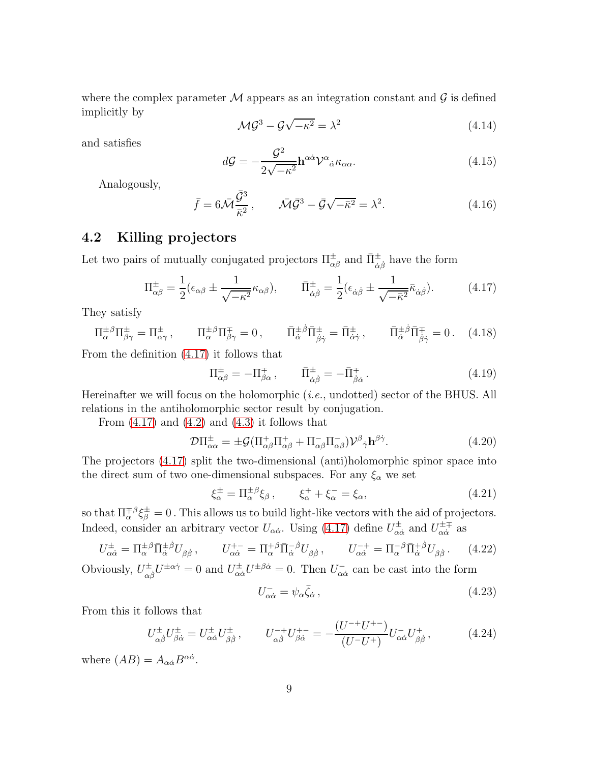where the complex parameter $\mathcal{M}$ appears as an integration constant and $\mathcal{G}$ is defined implicitly by

$$\mathcal{M}\mathcal{G}^3 - \mathcal{G}\sqrt{-\kappa^2} = \lambda^2 \tag{4.14}$$

and satisfies

$$d\mathcal{G} = -\frac{\mathcal{G}^2}{2\sqrt{-\kappa^2}}\mathbf{h}^{\alpha\dot{\alpha}}\mathcal{V}^{\alpha}{}_{\dot{\alpha}}\kappa_{\alpha\alpha}. \tag{4.15}$$

Analogously,

$$\bar{f} = 6\bar{\mathcal{M}}\frac{\bar{\mathcal{G}}^3}{\bar{\kappa}^2}\,, \qquad \bar{\mathcal{M}}\bar{\mathcal{G}}^3 - \bar{\mathcal{G}}\sqrt{-\bar{\kappa}^2} = \lambda^2. \tag{4.16}$$

## 4.2 Killing projectors

Let two pairs of mutually conjugated projectors $\Pi^{\pm}_{\alpha\beta}$ and $\bar{\Pi}^{\pm}_{\dot{\alpha}\dot{\beta}}$ have the form

$$\Pi^{\pm}_{\alpha\beta} = \frac{1}{2}(\epsilon_{\alpha\beta} \pm \frac{1}{\sqrt{-\kappa^2}}\kappa_{\alpha\beta}), \qquad \bar{\Pi}^{\pm}_{\dot{\alpha}\dot{\beta}} = \frac{1}{2}(\epsilon_{\dot{\alpha}\dot{\beta}} \pm \frac{1}{\sqrt{-\bar{\kappa}^2}}\bar{\kappa}_{\dot{\alpha}\dot{\beta}}). \tag{4.17}$$

They satisfy

$$\Pi^{\pm}_{\alpha}{}^{\beta}\Pi^{\pm}_{\beta\gamma} = \Pi^{\pm}_{\alpha\gamma}\,, \qquad \Pi^{\pm}_{\alpha}{}^{\beta}\Pi^{\mp}_{\beta\gamma} = 0\,, \qquad \bar{\Pi}^{\pm}_{\dot{\alpha}}{}^{\dot{\beta}}\bar{\Pi}^{\pm}_{\dot{\beta}\dot{\gamma}} = \bar{\Pi}^{\pm}_{\dot{\alpha}\dot{\gamma}}\,, \qquad \bar{\Pi}^{\pm}_{\dot{\alpha}}{}^{\dot{\beta}}\bar{\Pi}^{\mp}_{\dot{\beta}\dot{\gamma}} = 0\,. \tag{4.18}$$

From the definition (4.17) it follows that

$$\Pi^{\pm}_{\alpha\beta} = -\Pi^{\mp}_{\beta\alpha}\,, \qquad \bar{\Pi}^{\pm}_{\dot{\alpha}\dot{\beta}} = -\bar{\Pi}^{\mp}_{\dot{\beta}\dot{\alpha}}\,. \tag{4.19}$$

Hereinafter we will focus on the holomorphic (*i.e.*, undotted) sector of the BHUS. All relations in the antiholomorphic sector result by conjugation.

From (4.17) and (4.2) and (4.3) it follows that

$$\mathcal{D}\Pi^{\pm}_{\alpha\alpha} = \pm\mathcal{G}(\Pi^{+}_{\alpha\beta}\Pi^{+}_{\alpha\beta} + \Pi^{-}_{\alpha\beta}\Pi^{-}_{\alpha\beta})\mathcal{V}^{\beta}{}_{\dot{\gamma}}\mathbf{h}^{\beta\dot{\gamma}}. \tag{4.20}$$

The projectors (4.17) split the two-dimensional (anti)holomorphic spinor space into the direct sum of two one-dimensional subspaces. For any $\xi_\alpha$ we set

$$\xi^{\pm}_{\alpha} = \Pi^{\pm}_{\alpha}{}^{\beta}\xi_{\beta}\,, \qquad \xi^{+}_{\alpha} + \xi^{-}_{\alpha} = \xi_{\alpha}, \tag{4.21}$$

so that $\Pi^{\mp}_{\alpha}{}^{\beta}\xi^{\pm}_{\beta} = 0$. This allows us to build light-like vectors with the aid of projectors. Indeed, consider an arbitrary vector $U_{\alpha\dot{\alpha}}$. Using (4.17) define $U^{\pm}_{\alpha\dot{\alpha}}$ and $U^{\pm\mp}_{\alpha\dot{\alpha}}$ as

$$U^{\pm}_{\alpha\dot{\alpha}} = \Pi^{\pm}_{\alpha}{}^{\beta}\bar{\Pi}^{\pm}_{\dot{\alpha}}{}^{\dot{\beta}}U_{\beta\dot{\beta}}\,, \qquad U^{+-}_{\alpha\dot{\alpha}} = \Pi^{+}_{\alpha}{}^{\beta}\bar{\Pi}^{-}_{\dot{\alpha}}{}^{\dot{\beta}}U_{\beta\dot{\beta}}\,, \qquad U^{-+}_{\alpha\dot{\alpha}} = \Pi^{-}_{\alpha}{}^{\beta}\bar{\Pi}^{+}_{\dot{\alpha}}{}^{\dot{\beta}}U_{\beta\dot{\beta}}\,. \tag{4.22}$$

Obviously, $U^{\pm}_{\alpha\dot{\beta}}U^{\pm\alpha\dot{\gamma}} = 0$ and $U^{\pm}_{\alpha\dot{\alpha}}U^{\pm\beta\dot{\alpha}} = 0$. Then $U^{-}_{\alpha\dot{\alpha}}$ can be cast into the form

$$U^{-}_{\alpha\dot{\alpha}} = \psi_{\alpha}\bar{\zeta}_{\dot{\alpha}}\,, \tag{4.23}$$

From this it follows that

$$U^{\pm}_{\alpha\dot{\beta}}U^{\pm}_{\beta\dot{\alpha}} = U^{\pm}_{\alpha\dot{\alpha}}U^{\pm}_{\beta\dot{\beta}}\,, \qquad U^{-+}_{\alpha\dot{\beta}}U^{+-}_{\beta\dot{\alpha}} = -\frac{(U^{-+}U^{+-})}{(U^{-}U^{+})}U^{-}_{\alpha\dot{\alpha}}U^{+}_{\beta\dot{\beta}}\,, \tag{4.24}$$

where $(AB) = A_{\alpha\dot{\alpha}}B^{\alpha\dot{\alpha}}$.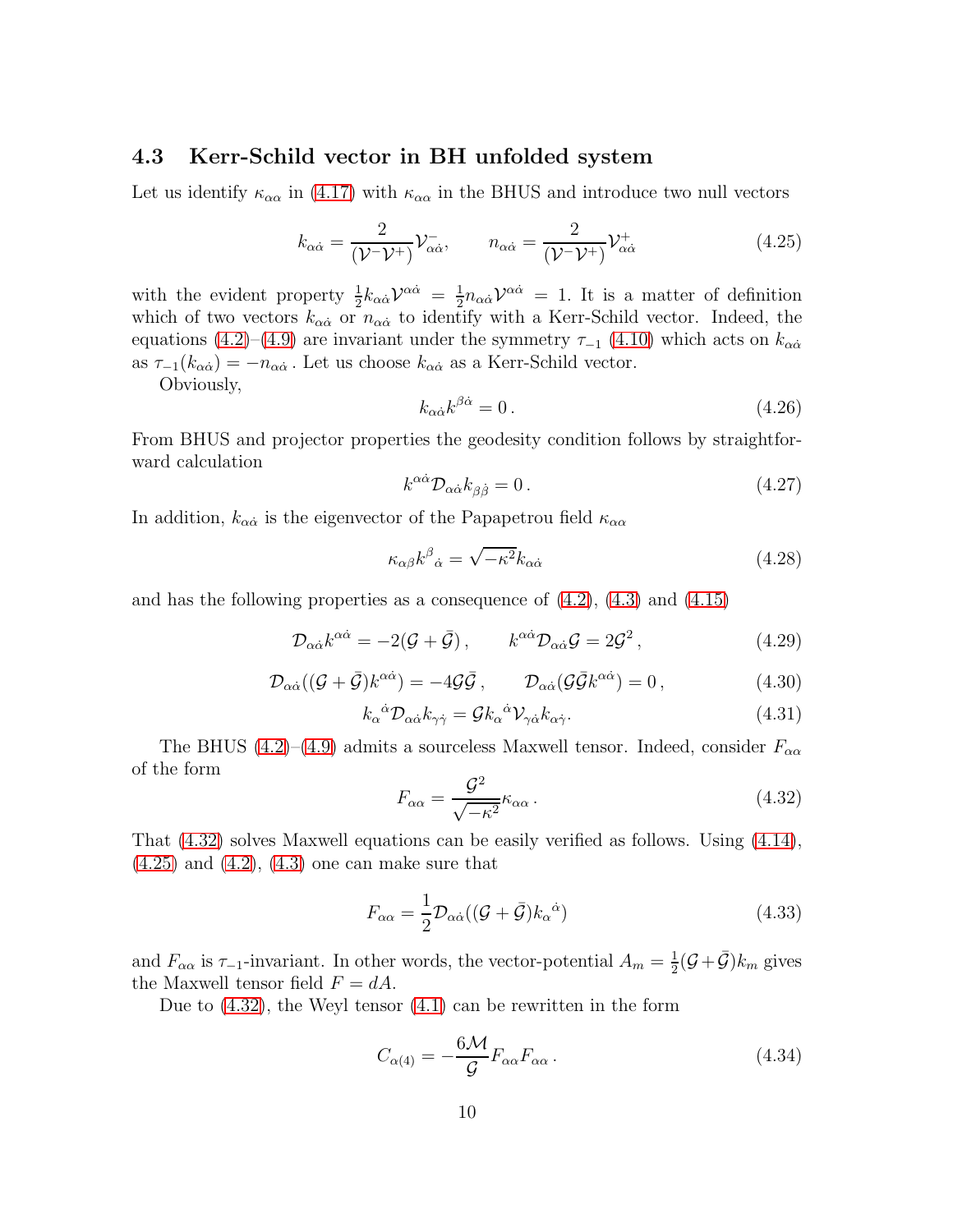### 4.3 Kerr-Schild vector in BH unfolded system

Let us identify $\kappa_{\alpha\alpha}$ in (4.17) with $\kappa_{\alpha\alpha}$ in the BHUS and introduce two null vectors

$$k_{\alpha\dot{\alpha}} = \frac{2}{(\mathcal{V}^-\mathcal{V}^+)}\mathcal{V}^-_{\alpha\dot{\alpha}}, \qquad n_{\alpha\dot{\alpha}} = \frac{2}{(\mathcal{V}^-\mathcal{V}^+)}\mathcal{V}^+_{\alpha\dot{\alpha}} \tag{4.25}$$

with the evident property $\frac{1}{2}k_{\alpha\dot{\alpha}}\mathcal{V}^{\alpha\dot{\alpha}} = \frac{1}{2}n_{\alpha\dot{\alpha}}\mathcal{V}^{\alpha\dot{\alpha}} = 1$. It is a matter of definition which of two vectors $k_{\alpha\dot{\alpha}}$ or $n_{\alpha\dot{\alpha}}$ to identify with a Kerr-Schild vector. Indeed, the equations (4.2)–(4.9) are invariant under the symmetry $\tau_{-1}$ (4.10) which acts on $k_{\alpha\dot{\alpha}}$ as $\tau_{-1}(k_{\alpha\dot{\alpha}}) = -n_{\alpha\dot{\alpha}}$. Let us choose $k_{\alpha\dot{\alpha}}$ as a Kerr-Schild vector.

Obviously,

$$k_{\alpha\dot{\alpha}}k^{\beta\dot{\alpha}} = 0\,. \tag{4.26}$$

From BHUS and projector properties the geodesity condition follows by straightforward calculation

$$k^{\alpha\dot{\alpha}}\mathcal{D}_{\alpha\dot{\alpha}}k_{\beta\dot{\beta}} = 0\,. \tag{4.27}$$

In addition, $k_{\alpha\dot{\alpha}}$ is the eigenvector of the Papapetrou field $\kappa_{\alpha\alpha}$

$$\kappa_{\alpha\beta}k^{\beta}{}_{\dot{\alpha}} = \sqrt{-\kappa^2}k_{\alpha\dot{\alpha}} \tag{4.28}$$

and has the following properties as a consequence of (4.2), (4.3) and (4.15)

$$\mathcal{D}_{\alpha\dot{\alpha}}k^{\alpha\dot{\alpha}} = -2(\mathcal{G}+\bar{\mathcal{G}})\,, \qquad k^{\alpha\dot{\alpha}}\mathcal{D}_{\alpha\dot{\alpha}}\mathcal{G} = 2\mathcal{G}^2\,, \tag{4.29}$$

$$\mathcal{D}_{\alpha\dot{\alpha}}((\mathcal{G}+\bar{\mathcal{G}})k^{\alpha\dot{\alpha}}) = -4\mathcal{G}\bar{\mathcal{G}}\,, \qquad \mathcal{D}_{\alpha\dot{\alpha}}(\mathcal{G}\bar{\mathcal{G}}k^{\alpha\dot{\alpha}}) = 0\,, \tag{4.30}$$

$$k_{\alpha}{}^{\dot{\alpha}}\mathcal{D}_{\alpha\dot{\alpha}}k_{\gamma\dot{\gamma}} = \mathcal{G}k_{\alpha}{}^{\dot{\alpha}}\mathcal{V}_{\gamma\dot{\alpha}}k_{\alpha\dot{\gamma}}. \tag{4.31}$$

The BHUS (4.2)–(4.9) admits a sourceless Maxwell tensor. Indeed, consider $F_{\alpha\alpha}$ of the form

$$F_{\alpha\alpha} = \frac{\mathcal{G}^2}{\sqrt{-\kappa^2}}\kappa_{\alpha\alpha}\,. \tag{4.32}$$

That (4.32) solves Maxwell equations can be easily verified as follows. Using (4.14), (4.25) and (4.2), (4.3) one can make sure that

$$F_{\alpha\alpha} = \frac{1}{2}\mathcal{D}_{\alpha\dot{\alpha}}((\mathcal{G}+\bar{\mathcal{G}})k_{\alpha}{}^{\dot{\alpha}}) \tag{4.33}$$

and $F_{\alpha\alpha}$ is $\tau_{-1}$-invariant. In other words, the vector-potential $A_m = \frac{1}{2}(\mathcal{G}+\bar{\mathcal{G}})k_m$ gives the Maxwell tensor field $F = dA$.

Due to (4.32), the Weyl tensor (4.1) can be rewritten in the form

$$C_{\alpha(4)} = -\frac{6\mathcal{M}}{\mathcal{G}}F_{\alpha\alpha}F_{\alpha\alpha}\,. \tag{4.34}$$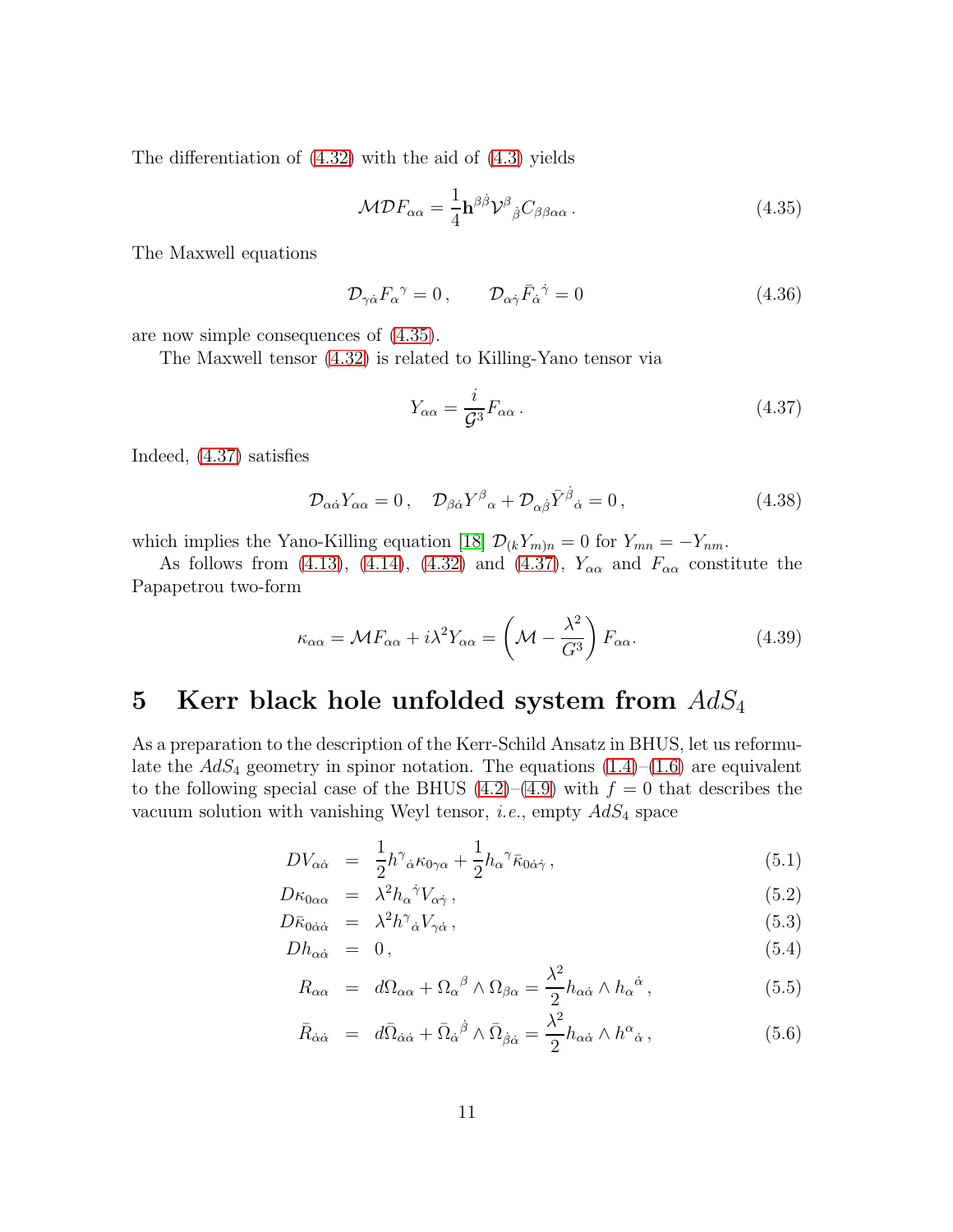The differentiation of (4.32) with the aid of (4.3) yields

$$
\mathcal{M}\mathcal{D}F_{\alpha\alpha} = \frac{1}{4}\mathbf{h}^{\beta\dot{\beta}}\mathcal{V}^{\beta}{}_{\dot{\beta}}C_{\beta\beta\alpha\alpha}\,. \tag{4.35}
$$

The Maxwell equations

$$
\mathcal{D}_{\gamma\dot{\alpha}}F_{\alpha}{}^{\gamma} = 0\,, \qquad \mathcal{D}_{\alpha\dot{\gamma}}\bar{F}_{\dot{\alpha}}{}^{\dot{\gamma}} = 0 \tag{4.36}
$$

are now simple consequences of (4.35).

The Maxwell tensor (4.32) is related to Killing-Yano tensor via

$$
Y_{\alpha\alpha} = \frac{i}{\mathcal{G}^3}F_{\alpha\alpha}\,. \tag{4.37}
$$

Indeed, (4.37) satisfies

$$
\mathcal{D}_{\alpha\dot{\alpha}}Y_{\alpha\alpha} = 0\,, \quad \mathcal{D}_{\beta\dot{\alpha}}Y^{\beta}{}_{\alpha} + \mathcal{D}_{\alpha\dot{\beta}}\bar{Y}^{\dot{\beta}}{}_{\dot{\alpha}} = 0\,, \tag{4.38}
$$

which implies the Yano-Killing equation [18] $\mathcal{D}_{(k}Y_{m)n} = 0$ for $Y_{mn} = -Y_{nm}$.

As follows from (4.13), (4.14), (4.32) and (4.37), $Y_{\alpha\alpha}$ and $F_{\alpha\alpha}$ constitute the Papapetrou two-form

$$
\kappa_{\alpha\alpha} = \mathcal{M}F_{\alpha\alpha} + i\lambda^2 Y_{\alpha\alpha} = \left(\mathcal{M} - \frac{\lambda^2}{G^3}\right)F_{\alpha\alpha}. \tag{4.39}
$$

# 5 Kerr black hole unfolded system from $AdS_4$

As a preparation to the description of the Kerr-Schild Ansatz in BHUS, let us reformulate the $AdS_4$ geometry in spinor notation. The equations (1.4)–(1.6) are equivalent to the following special case of the BHUS (4.2)–(4.9) with $f = 0$ that describes the vacuum solution with vanishing Weyl tensor, *i.e.*, empty $AdS_4$ space

$$
\begin{aligned}
DV_{\alpha\dot{\alpha}} &= \frac{1}{2}h^{\gamma}{}_{\dot{\alpha}}\kappa_{0\gamma\alpha} + \frac{1}{2}h_{\alpha}{}^{\gamma}\bar{\kappa}_{0\dot{\alpha}\dot{\gamma}}\,, && (5.1)\\
D\kappa_{0\alpha\alpha} &= \lambda^2 h_{\alpha}{}^{\dot{\gamma}}V_{\alpha\dot{\gamma}}\,, && (5.2)\\
D\bar{\kappa}_{0\dot{\alpha}\dot{\alpha}} &= \lambda^2 h^{\gamma}{}_{\dot{\alpha}}V_{\gamma\dot{\alpha}}\,, && (5.3)\\
Dh_{\alpha\dot{\alpha}} &= 0\,, && (5.4)\\
R_{\alpha\alpha} &= d\Omega_{\alpha\alpha} + \Omega_{\alpha}{}^{\beta}\wedge\Omega_{\beta\alpha} = \frac{\lambda^2}{2}h_{\alpha\dot{\alpha}}\wedge h_{\alpha}{}^{\dot{\alpha}}\,, && (5.5)\\
\bar{R}_{\dot{\alpha}\dot{\alpha}} &= d\bar{\Omega}_{\dot{\alpha}\dot{\alpha}} + \bar{\Omega}_{\dot{\alpha}}{}^{\dot{\beta}}\wedge\bar{\Omega}_{\dot{\beta}\dot{\alpha}} = \frac{\lambda^2}{2}h_{\alpha\dot{\alpha}}\wedge h^{\alpha}{}_{\dot{\alpha}}\,, && (5.6)
\end{aligned}
$$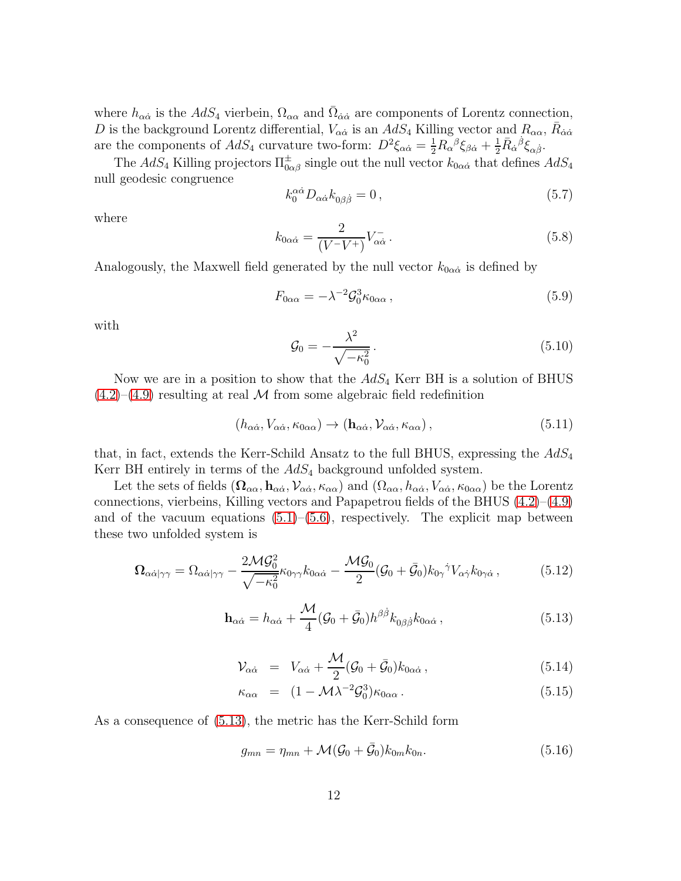where $h_{\alpha\dot\alpha}$ is the $AdS_4$ vierbein, $\Omega_{\alpha\alpha}$ and $\bar\Omega_{\dot\alpha\dot\alpha}$ are components of Lorentz connection, $D$ is the background Lorentz differential, $V_{\alpha\dot\alpha}$ is an $AdS_4$ Killing vector and $R_{\alpha\alpha}$, $\bar R_{\dot\alpha\dot\alpha}$ are the components of $AdS_4$ curvature two-form: $D^2\xi_{\alpha\dot\alpha} = \frac{1}{2}R_\alpha{}^\beta\xi_{\beta\dot\alpha} + \frac{1}{2}\bar R_{\dot\alpha}{}^{\dot\beta}\xi_{\alpha\dot\beta}$.

The $AdS_4$ Killing projectors $\Pi^\pm_{0\alpha\beta}$ single out the null vector $k_{0\alpha\dot\alpha}$ that defines $AdS_4$ null geodesic congruence

$$k_0^{\alpha\dot\alpha} D_{\alpha\dot\alpha} k_{0\beta\dot\beta} = 0\,, \tag{5.7}$$

where

$$k_{0\alpha\dot\alpha} = \frac{2}{(V^-V^+)} V^-_{\alpha\dot\alpha}\,. \tag{5.8}$$

Analogously, the Maxwell field generated by the null vector $k_{0\alpha\dot\alpha}$ is defined by

$$F_{0\alpha\alpha} = -\lambda^{-2}\mathcal{G}_0^3\kappa_{0\alpha\alpha}\,, \tag{5.9}$$

with

$$\mathcal{G}_0 = -\frac{\lambda^2}{\sqrt{-\kappa_0^2}}\,. \tag{5.10}$$

Now we are in a position to show that the $AdS_4$ Kerr BH is a solution of BHUS (4.2)–(4.9) resulting at real $\mathcal{M}$ from some algebraic field redefinition

$$(h_{\alpha\dot\alpha}, V_{\alpha\dot\alpha}, \kappa_{0\alpha\alpha}) \to (\mathbf{h}_{\alpha\dot\alpha}, \mathcal{V}_{\alpha\dot\alpha}, \kappa_{\alpha\alpha})\,, \tag{5.11}$$

that, in fact, extends the Kerr-Schild Ansatz to the full BHUS, expressing the $AdS_4$ Kerr BH entirely in terms of the $AdS_4$ background unfolded system.

Let the sets of fields $(\mathbf{\Omega}_{\alpha\alpha}, \mathbf{h}_{\alpha\dot\alpha}, \mathcal{V}_{\alpha\dot\alpha}, \kappa_{\alpha\alpha})$ and $(\Omega_{\alpha\alpha}, h_{\alpha\dot\alpha}, V_{\alpha\dot\alpha}, \kappa_{0\alpha\alpha})$ be the Lorentz connections, vierbeins, Killing vectors and Papapetrou fields of the BHUS (4.2)–(4.9) and of the vacuum equations (5.1)–(5.6), respectively. The explicit map between these two unfolded system is

$$\mathbf{\Omega}_{\alpha\dot\alpha|\gamma\gamma} = \Omega_{\alpha\dot\alpha|\gamma\gamma} - \frac{2\mathcal{M}\mathcal{G}_0^2}{\sqrt{-\kappa_0^2}}\kappa_{0\gamma\gamma}k_{0\alpha\dot\alpha} - \frac{\mathcal{M}\mathcal{G}_0}{2}(\mathcal{G}_0+\bar{\mathcal{G}}_0)k_{0\gamma}{}^{\dot\gamma}V_{\alpha\dot\gamma}k_{0\gamma\dot\alpha}\,, \tag{5.12}$$

$$\mathbf{h}_{\alpha\dot\alpha} = h_{\alpha\dot\alpha} + \frac{\mathcal{M}}{4}(\mathcal{G}_0+\bar{\mathcal{G}}_0)h^{\beta\dot\beta}k_{0\beta\dot\beta}k_{0\alpha\dot\alpha}\,, \tag{5.13}$$

$$\mathcal{V}_{\alpha\dot\alpha} = V_{\alpha\dot\alpha} + \frac{\mathcal{M}}{2}(\mathcal{G}_0+\bar{\mathcal{G}}_0)k_{0\alpha\dot\alpha}\,, \tag{5.14}$$

$$\kappa_{\alpha\alpha} = (1-\mathcal{M}\lambda^{-2}\mathcal{G}_0^3)\kappa_{0\alpha\alpha}\,. \tag{5.15}$$

As a consequence of (5.13), the metric has the Kerr-Schild form

$$g_{mn} = \eta_{mn} + \mathcal{M}(\mathcal{G}_0+\bar{\mathcal{G}}_0)k_{0m}k_{0n}. \tag{5.16}$$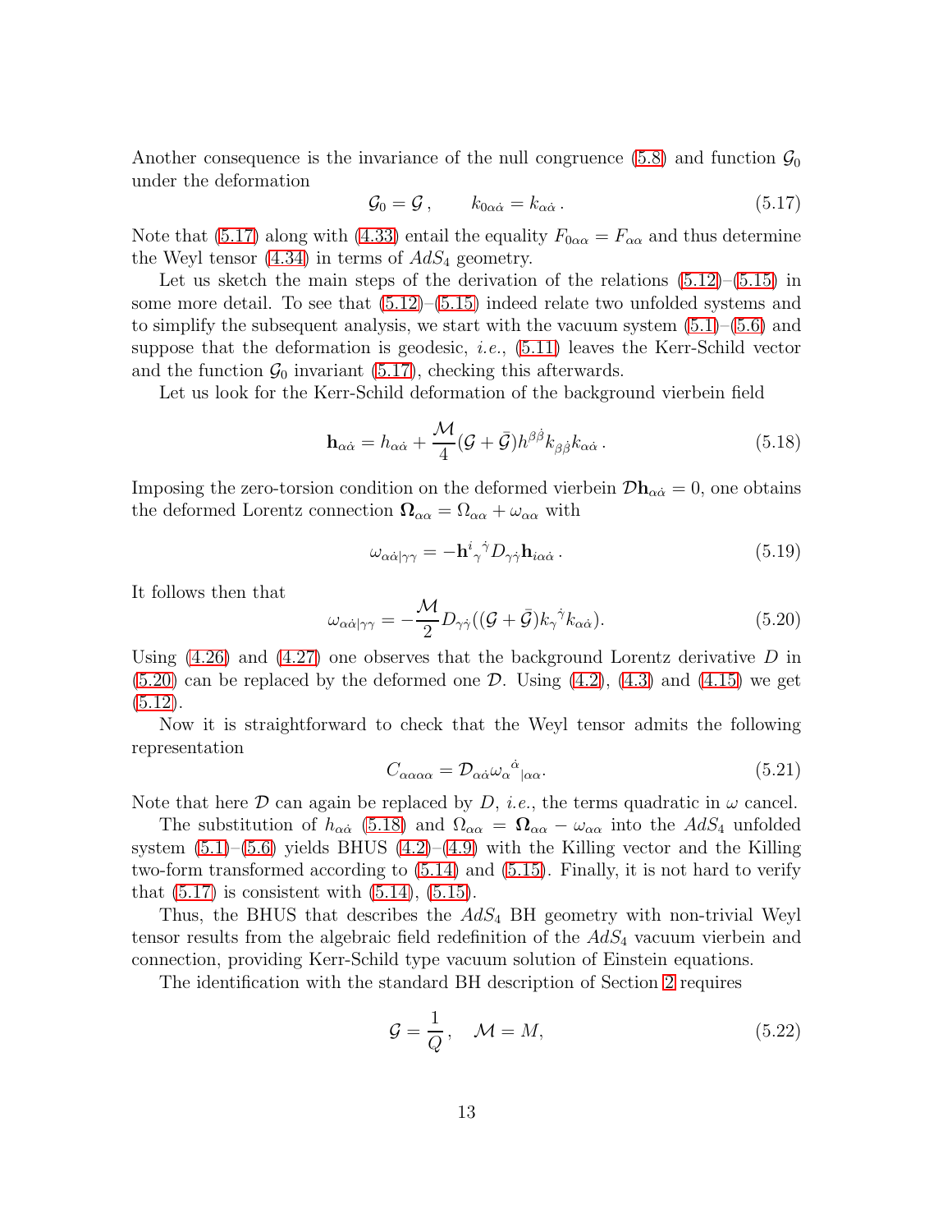Another consequence is the invariance of the null congruence (5.8) and function $\mathcal{G}_0$ under the deformation

$$\mathcal{G}_0 = \mathcal{G}\,, \qquad k_{0\alpha\dot{\alpha}} = k_{\alpha\dot{\alpha}}\,. \tag{5.17}$$

Note that (5.17) along with (4.33) entail the equality $F_{0\alpha\alpha} = F_{\alpha\alpha}$ and thus determine the Weyl tensor (4.34) in terms of $AdS_4$ geometry.

Let us sketch the main steps of the derivation of the relations (5.12)–(5.15) in some more detail. To see that (5.12)–(5.15) indeed relate two unfolded systems and to simplify the subsequent analysis, we start with the vacuum system (5.1)–(5.6) and suppose that the deformation is geodesic, *i.e.*, (5.11) leaves the Kerr-Schild vector and the function $\mathcal{G}_0$ invariant (5.17), checking this afterwards.

Let us look for the Kerr-Schild deformation of the background vierbein field

$$\mathbf{h}_{\alpha\dot{\alpha}} = h_{\alpha\dot{\alpha}} + \frac{\mathcal{M}}{4}(\mathcal{G} + \bar{\mathcal{G}})h^{\beta\dot{\beta}}k_{\beta\dot{\beta}}k_{\alpha\dot{\alpha}}\,. \tag{5.18}$$

Imposing the zero-torsion condition on the deformed vierbein $\mathcal{D}\mathbf{h}_{\alpha\dot{\alpha}} = 0$, one obtains the deformed Lorentz connection $\mathbf{\Omega}_{\alpha\alpha} = \Omega_{\alpha\alpha} + \omega_{\alpha\alpha}$ with

$$\omega_{\alpha\dot{\alpha}|\gamma\gamma} = -\mathbf{h}^{i}{}_{\gamma}{}^{\dot{\gamma}}D_{\gamma\dot{\gamma}}\mathbf{h}_{i\alpha\dot{\alpha}}\,. \tag{5.19}$$

It follows then that

$$\omega_{\alpha\dot{\alpha}|\gamma\gamma} = -\frac{\mathcal{M}}{2}D_{\gamma\dot{\gamma}}((\mathcal{G} + \bar{\mathcal{G}})k_{\gamma}{}^{\dot{\gamma}}k_{\alpha\dot{\alpha}}). \tag{5.20}$$

Using (4.26) and (4.27) one observes that the background Lorentz derivative $D$ in (5.20) can be replaced by the deformed one $\mathcal{D}$. Using (4.2), (4.3) and (4.15) we get (5.12).

Now it is straightforward to check that the Weyl tensor admits the following representation

$$C_{\alpha\alpha\alpha\alpha} = \mathcal{D}_{\alpha\dot{\alpha}}\omega_{\alpha}{}^{\dot{\alpha}}{}_{|\alpha\alpha}. \tag{5.21}$$

Note that here $\mathcal{D}$ can again be replaced by $D$, *i.e.*, the terms quadratic in $\omega$ cancel.

The substitution of $h_{\alpha\dot{\alpha}}$ (5.18) and $\Omega_{\alpha\alpha} = \mathbf{\Omega}_{\alpha\alpha} - \omega_{\alpha\alpha}$ into the $AdS_4$ unfolded system (5.1)–(5.6) yields BHUS (4.2)–(4.9) with the Killing vector and the Killing two-form transformed according to (5.14) and (5.15). Finally, it is not hard to verify that (5.17) is consistent with (5.14), (5.15).

Thus, the BHUS that describes the $AdS_4$ BH geometry with non-trivial Weyl tensor results from the algebraic field redefinition of the $AdS_4$ vacuum vierbein and connection, providing Kerr-Schild type vacuum solution of Einstein equations.

The identification with the standard BH description of Section 2 requires

$$\mathcal{G} = \frac{1}{Q}\,, \quad \mathcal{M} = M, \tag{5.22}$$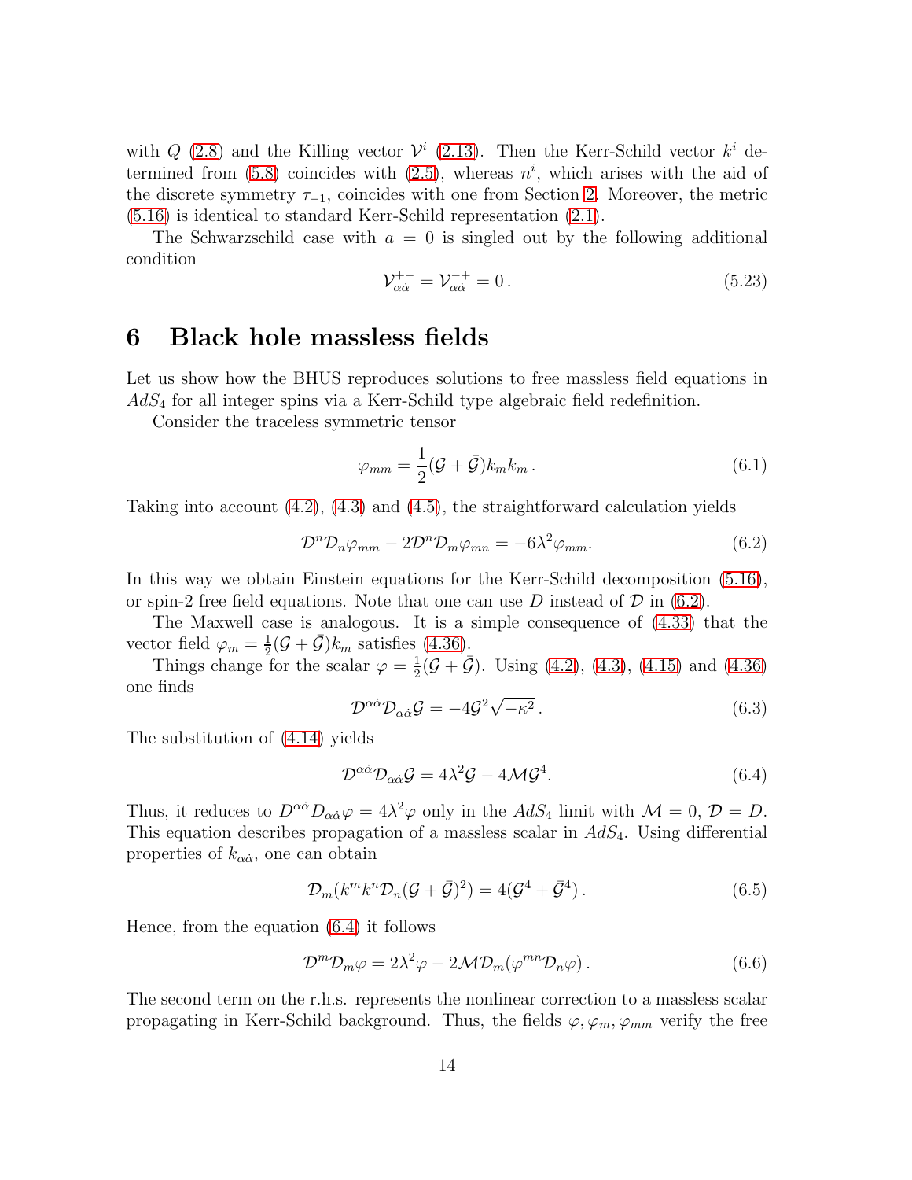with $Q$ (2.8) and the Killing vector $\mathcal{V}^i$ (2.13). Then the Kerr-Schild vector $k^i$ determined from (5.8) coincides with (2.5), whereas $n^i$, which arises with the aid of the discrete symmetry $\tau_{-1}$, coincides with one from Section 2. Moreover, the metric (5.16) is identical to standard Kerr-Schild representation (2.1).

The Schwarzschild case with $a = 0$ is singled out by the following additional condition

$$
\mathcal{V}^{+-}_{\alpha\dot{\alpha}} = \mathcal{V}^{-+}_{\alpha\dot{\alpha}} = 0\,. \tag{5.23}
$$

# 6 Black hole massless fields

Let us show how the BHUS reproduces solutions to free massless field equations in $AdS_4$ for all integer spins via a Kerr-Schild type algebraic field redefinition.

Consider the traceless symmetric tensor

$$
\varphi_{mm} = \frac{1}{2}(\mathcal{G} + \bar{\mathcal{G}})k_m k_m\,. \tag{6.1}
$$

Taking into account (4.2), (4.3) and (4.5), the straightforward calculation yields

$$
\mathcal{D}^n\mathcal{D}_n\varphi_{mm} - 2\mathcal{D}^n\mathcal{D}_m\varphi_{mn} = -6\lambda^2\varphi_{mm}. \tag{6.2}
$$

In this way we obtain Einstein equations for the Kerr-Schild decomposition (5.16), or spin-2 free field equations. Note that one can use $D$ instead of $\mathcal{D}$ in (6.2).

The Maxwell case is analogous. It is a simple consequence of (4.33) that the vector field $\varphi_m = \frac{1}{2}(\mathcal{G} + \bar{\mathcal{G}})k_m$ satisfies (4.36).

Things change for the scalar $\varphi = \frac{1}{2}(\mathcal{G} + \bar{\mathcal{G}})$. Using (4.2), (4.3), (4.15) and (4.36) one finds

$$
\mathcal{D}^{\alpha\dot{\alpha}}\mathcal{D}_{\alpha\dot{\alpha}}\mathcal{G} = -4\mathcal{G}^2\sqrt{-\kappa^2}\,. \tag{6.3}
$$

The substitution of (4.14) yields

$$
\mathcal{D}^{\alpha\dot{\alpha}}\mathcal{D}_{\alpha\dot{\alpha}}\mathcal{G} = 4\lambda^2\mathcal{G} - 4\mathcal{M}\mathcal{G}^4. \tag{6.4}
$$

Thus, it reduces to $D^{\alpha\dot{\alpha}}D_{\alpha\dot{\alpha}}\varphi = 4\lambda^2\varphi$ only in the $AdS_4$ limit with $\mathcal{M} = 0$, $\mathcal{D} = D$. This equation describes propagation of a massless scalar in $AdS_4$. Using differential properties of $k_{\alpha\dot{\alpha}}$, one can obtain

$$
\mathcal{D}_m(k^m k^n \mathcal{D}_n(\mathcal{G} + \bar{\mathcal{G}})^2) = 4(\mathcal{G}^4 + \bar{\mathcal{G}}^4)\,. \tag{6.5}
$$

Hence, from the equation (6.4) it follows

$$
\mathcal{D}^m\mathcal{D}_m\varphi = 2\lambda^2\varphi - 2\mathcal{M}\mathcal{D}_m(\varphi^{mn}\mathcal{D}_n\varphi)\,. \tag{6.6}
$$

The second term on the r.h.s. represents the nonlinear correction to a massless scalar propagating in Kerr-Schild background. Thus, the fields $\varphi, \varphi_m, \varphi_{mm}$ verify the free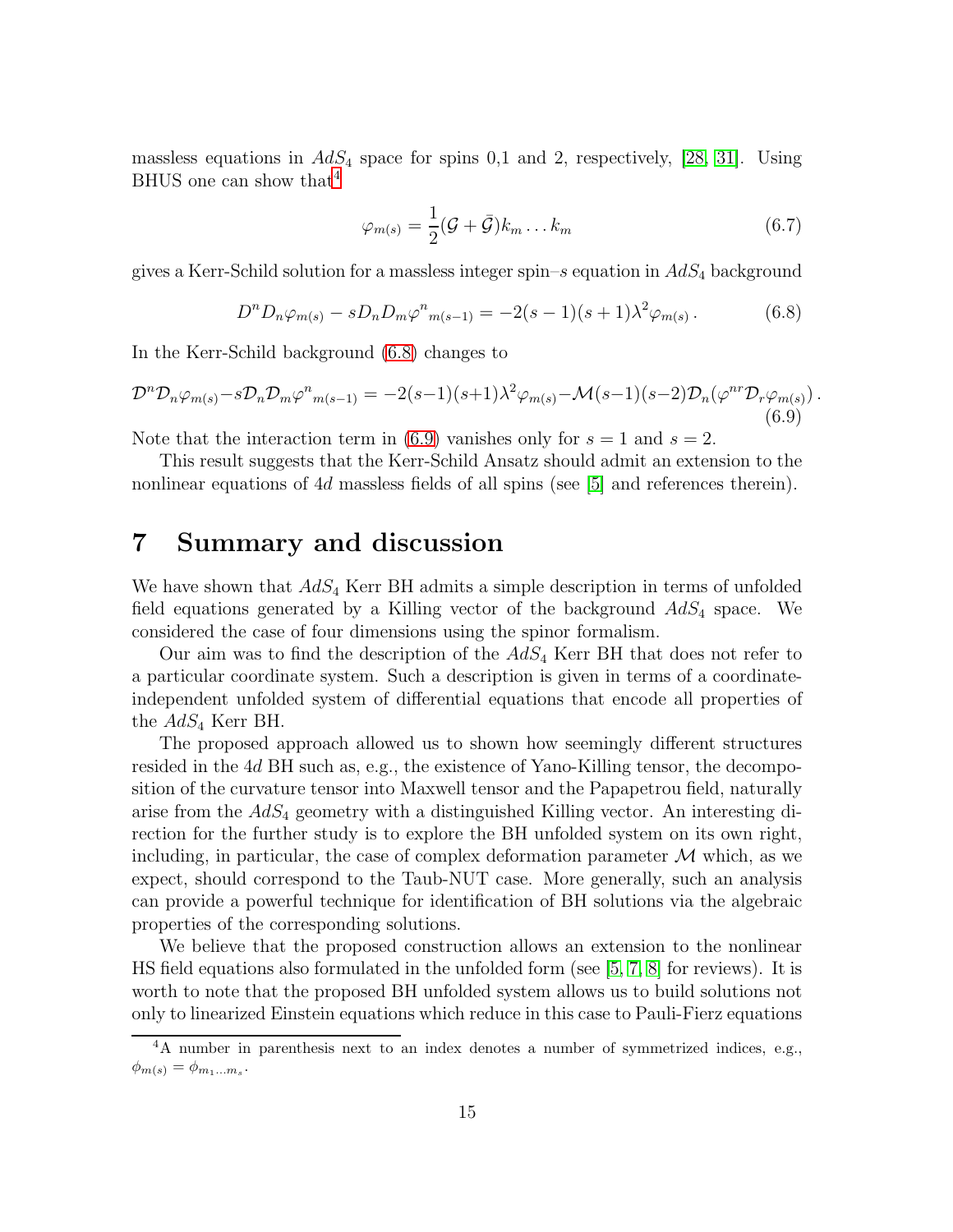massless equations in $AdS_4$ space for spins 0,1 and 2, respectively, [28, 31]. Using BHUS one can show that[4]

$$
\varphi_{m(s)} = \frac{1}{2}(\mathcal{G} + \bar{\mathcal{G}})k_m \dots k_m \tag{6.7}
$$

gives a Kerr-Schild solution for a massless integer spin–$s$ equation in $AdS_4$ background

$$
D^n D_n \varphi_{m(s)} - s D_n D_m \varphi^n{}_{m(s-1)} = -2(s-1)(s+1)\lambda^2 \varphi_{m(s)} \, . \tag{6.8}
$$

In the Kerr-Schild background (6.8) changes to

$$
\mathcal{D}^n \mathcal{D}_n \varphi_{m(s)} - s \mathcal{D}_n \mathcal{D}_m \varphi^n{}_{m(s-1)} = -2(s-1)(s+1)\lambda^2 \varphi_{m(s)} - \mathcal{M}(s-1)(s-2)\mathcal{D}_n(\varphi^{nr} \mathcal{D}_r \varphi_{m(s)}) \, . \tag{6.9}
$$

Note that the interaction term in (6.9) vanishes only for $s = 1$ and $s = 2$.

This result suggests that the Kerr-Schild Ansatz should admit an extension to the nonlinear equations of $4d$ massless fields of all spins (see [5] and references therein).

# 7 Summary and discussion

We have shown that $AdS_4$ Kerr BH admits a simple description in terms of unfolded field equations generated by a Killing vector of the background $AdS_4$ space. We considered the case of four dimensions using the spinor formalism.

Our aim was to find the description of the $AdS_4$ Kerr BH that does not refer to a particular coordinate system. Such a description is given in terms of a coordinate-independent unfolded system of differential equations that encode all properties of the $AdS_4$ Kerr BH.

The proposed approach allowed us to shown how seemingly different structures resided in the $4d$ BH such as, e.g., the existence of Yano-Killing tensor, the decomposition of the curvature tensor into Maxwell tensor and the Papapetrou field, naturally arise from the $AdS_4$ geometry with a distinguished Killing vector. An interesting direction for the further study is to explore the BH unfolded system on its own right, including, in particular, the case of complex deformation parameter $\mathcal{M}$ which, as we expect, should correspond to the Taub-NUT case. More generally, such an analysis can provide a powerful technique for identification of BH solutions via the algebraic properties of the corresponding solutions.

We believe that the proposed construction allows an extension to the nonlinear HS field equations also formulated in the unfolded form (see [5, 7, 8] for reviews). It is worth to note that the proposed BH unfolded system allows us to build solutions not only to linearized Einstein equations which reduce in this case to Pauli-Fierz equations

[4] A number in parenthesis next to an index denotes a number of symmetrized indices, e.g., $\phi_{m(s)} = \phi_{m_1 \dots m_s}$.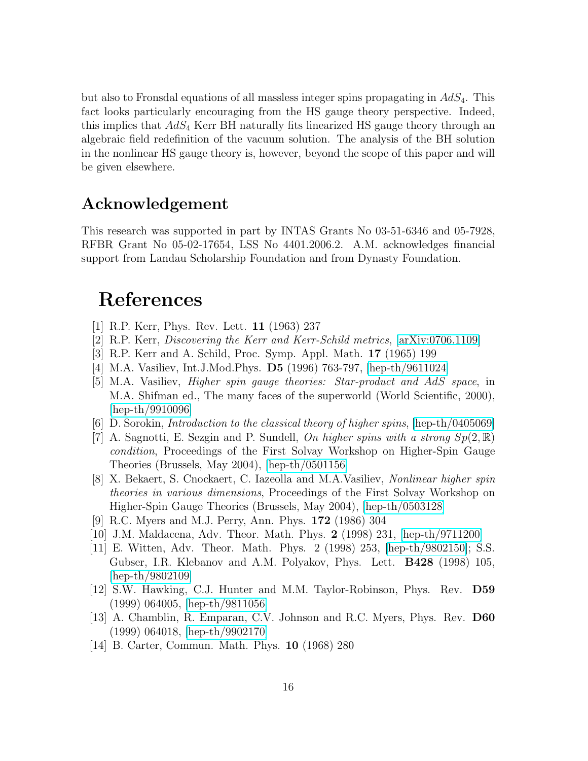but also to Fronsdal equations of all massless integer spins propagating in $AdS_4$. This fact looks particularly encouraging from the HS gauge theory perspective. Indeed, this implies that $AdS_4$ Kerr BH naturally fits linearized HS gauge theory through an algebraic field redefinition of the vacuum solution. The analysis of the BH solution in the nonlinear HS gauge theory is, however, beyond the scope of this paper and will be given elsewhere.

## Acknowledgement

This research was supported in part by INTAS Grants No 03-51-6346 and 05-7928, RFBR Grant No 05-02-17654, LSS No 4401.2006.2. A.M. acknowledges financial support from Landau Scholarship Foundation and from Dynasty Foundation.

# References

[1] R.P. Kerr, Phys. Rev. Lett. **11** (1963) 237

[2] R.P. Kerr, *Discovering the Kerr and Kerr-Schild metrics*, [arXiv:0706.1109]

[3] R.P. Kerr and A. Schild, Proc. Symp. Appl. Math. **17** (1965) 199

[4] M.A. Vasiliev, Int.J.Mod.Phys. **D5** (1996) 763-797, [hep-th/9611024]

[5] M.A. Vasiliev, *Higher spin gauge theories: Star-product and AdS space*, in M.A. Shifman ed., The many faces of the superworld (World Scientific, 2000), [hep-th/9910096]

[6] D. Sorokin, *Introduction to the classical theory of higher spins*, [hep-th/0405069]

[7] A. Sagnotti, E. Sezgin and P. Sundell, *On higher spins with a strong $Sp(2,\mathbb{R})$ condition*, Proceedings of the First Solvay Workshop on Higher-Spin Gauge Theories (Brussels, May 2004), [hep-th/0501156]

[8] X. Bekaert, S. Cnockaert, C. Iazeolla and M.A.Vasiliev, *Nonlinear higher spin theories in various dimensions*, Proceedings of the First Solvay Workshop on Higher-Spin Gauge Theories (Brussels, May 2004), [hep-th/0503128]

[9] R.C. Myers and M.J. Perry, Ann. Phys. **172** (1986) 304

[10] J.M. Maldacena, Adv. Theor. Math. Phys. **2** (1998) 231, [hep-th/9711200]

[11] E. Witten, Adv. Theor. Math. Phys. 2 (1998) 253, [hep-th/9802150]; S.S. Gubser, I.R. Klebanov and A.M. Polyakov, Phys. Lett. **B428** (1998) 105, [hep-th/9802109]

[12] S.W. Hawking, C.J. Hunter and M.M. Taylor-Robinson, Phys. Rev. **D59** (1999) 064005, [hep-th/9811056]

[13] A. Chamblin, R. Emparan, C.V. Johnson and R.C. Myers, Phys. Rev. **D60** (1999) 064018, [hep-th/9902170]

[14] B. Carter, Commun. Math. Phys. **10** (1968) 280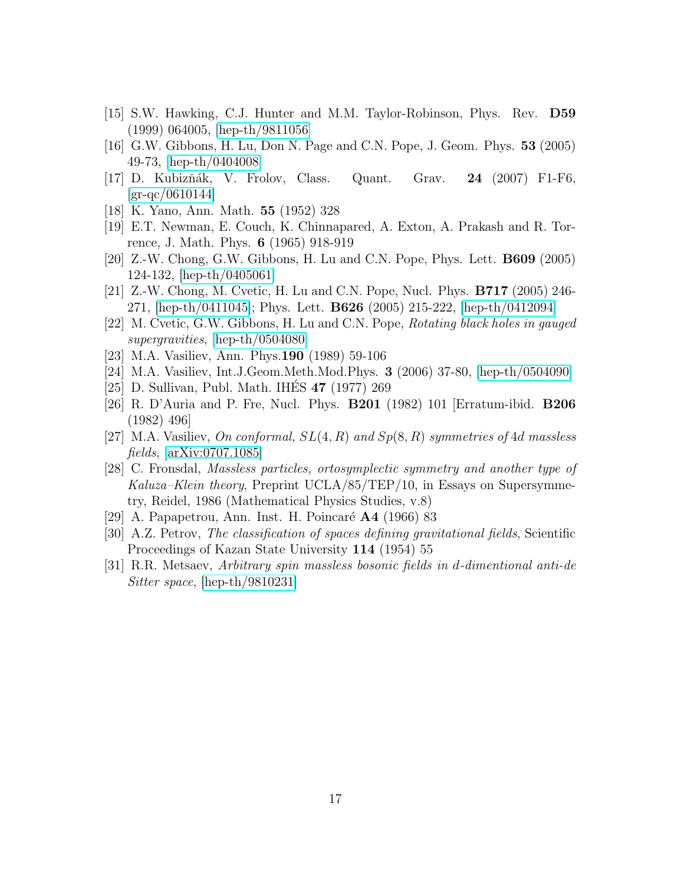[15] S.W. Hawking, C.J. Hunter and M.M. Taylor-Robinson, Phys. Rev. **D59** (1999) 064005, [hep-th/9811056]

[16] G.W. Gibbons, H. Lu, Don N. Page and C.N. Pope, J. Geom. Phys. **53** (2005) 49-73, [hep-th/0404008]

[17] D. Kubizňák, V. Frolov, Class. Quant. Grav. **24** (2007) F1-F6, [gr-qc/0610144]

[18] K. Yano, Ann. Math. **55** (1952) 328

[19] E.T. Newman, E. Couch, K. Chinnapared, A. Exton, A. Prakash and R. Torrence, J. Math. Phys. **6** (1965) 918-919

[20] Z.-W. Chong, G.W. Gibbons, H. Lu and C.N. Pope, Phys. Lett. **B609** (2005) 124-132, [hep-th/0405061]

[21] Z.-W. Chong, M. Cvetic, H. Lu and C.N. Pope, Nucl. Phys. **B717** (2005) 246-271, [hep-th/0411045]; Phys. Lett. **B626** (2005) 215-222, [hep-th/0412094]

[22] M. Cvetic, G.W. Gibbons, H. Lu and C.N. Pope, *Rotating black holes in gauged supergravities*, [hep-th/0504080]

[23] M.A. Vasiliev, Ann. Phys.**190** (1989) 59-106

[24] M.A. Vasiliev, Int.J.Geom.Meth.Mod.Phys. **3** (2006) 37-80, [hep-th/0504090]

[25] D. Sullivan, Publ. Math. IHÉS **47** (1977) 269

[26] R. D'Auria and P. Fre, Nucl. Phys. **B201** (1982) 101 [Erratum-ibid. **B206** (1982) 496]

[27] M.A. Vasiliev, *On conformal, $SL(4, R)$ and $Sp(8, R)$ symmetries of 4d massless fields*, [arXiv:0707.1085]

[28] C. Fronsdal, *Massless particles, ortosymplectic symmetry and another type of Kaluza–Klein theory*, Preprint UCLA/85/TEP/10, in Essays on Supersymmetry, Reidel, 1986 (Mathematical Physics Studies, v.8)

[29] A. Papapetrou, Ann. Inst. H. Poincaré **A4** (1966) 83

[30] A.Z. Petrov, *The classification of spaces defining gravitational fields*, Scientific Proceedings of Kazan State University **114** (1954) 55

[31] R.R. Metsaev, *Arbitrary spin massless bosonic fields in d-dimentional anti-de Sitter space*, [hep-th/9810231]